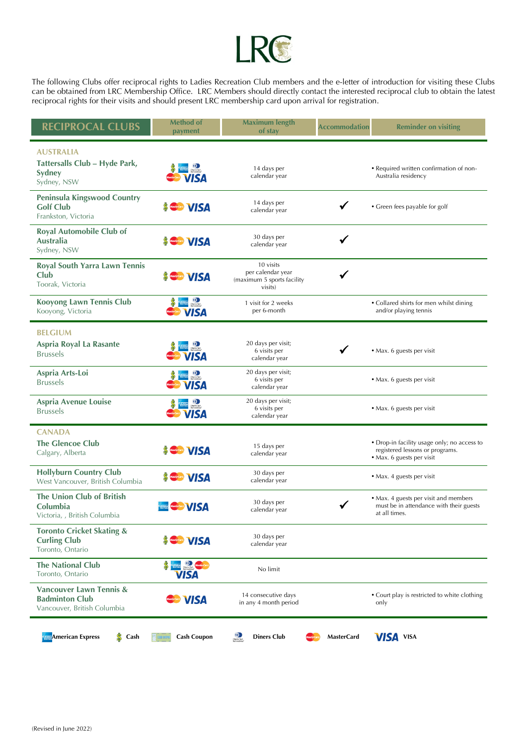# LRC

The following Clubs offer reciprocal rights to Ladies Recreation Club members and the e-letter of introduction for visiting these Clubs can be obtained from LRC Membership Office. LRC Members should directly contact the interested reciprocal club to obtain the latest reciprocal rights for their visits and should present LRC membership card upon arrival for registration.

| RECIPROCAL CLUBS | Method of payment | Maximum length of stay | Accommodation | Reminder on visiting |
|---|---|---|---|---|
| **AUSTRALIA** | | | | |
| **Tattersalls Club – Hyde Park, Sydney** Sydney, NSW | Cash, American Express, Diners Club, MasterCard, VISA | 14 days per calendar year | | • Required written confirmation of non-Australia residency |
| **Peninsula Kingswood Country Golf Club** Frankston, Victoria | Cash, MasterCard, VISA | 14 days per calendar year | ✔ | • Green fees payable for golf |
| **Royal Automobile Club of Australia** Sydney, NSW | Cash, MasterCard, VISA | 30 days per calendar year | ✔ | |
| **Royal South Yarra Lawn Tennis Club** Toorak, Victoria | Cash, MasterCard, VISA | 10 visits per calendar year (maximum 5 sports facility visits) | ✔ | |
| **Kooyong Lawn Tennis Club** Kooyong, Victoria | Cash, American Express, Diners Club, MasterCard, VISA | 1 visit for 2 weeks per 6-month | | • Collared shirts for men whilst dining and/or playing tennis |
| **BELGIUM** | | | | |
| **Aspria Royal La Rasante** Brussels | Cash, American Express, Diners Club, MasterCard, VISA | 20 days per visit; 6 visits per calendar year | ✔ | • Max. 6 guests per visit |
| **Aspria Arts-Loi** Brussels | Cash, American Express, Diners Club, MasterCard, VISA | 20 days per visit; 6 visits per calendar year | | • Max. 6 guests per visit |
| **Aspria Avenue Louise** Brussels | Cash, American Express, Diners Club, MasterCard, VISA | 20 days per visit; 6 visits per calendar year | | • Max. 6 guests per visit |
| **CANADA** | | | | |
| **The Glencoe Club** Calgary, Alberta | Cash, MasterCard, VISA | 15 days per calendar year | | • Drop-in facility usage only; no access to registered lessons or programs. • Max. 6 guests per visit |
| **Hollyburn Country Club** West Vancouver, British Columbia | Cash, MasterCard, VISA | 30 days per calendar year | | • Max. 4 guests per visit |
| **The Union Club of British Columbia** Victoria, , British Columbia | American Express, MasterCard, VISA | 30 days per calendar year | ✔ | • Max. 4 guests per visit and members must be in attendance with their guests at all times. |
| **Toronto Cricket Skating & Curling Club** Toronto, Ontario | Cash, MasterCard, VISA | 30 days per calendar year | | |
| **The National Club** Toronto, Ontario | Cash, American Express, Diners Club, MasterCard, VISA | No limit | | |
| **Vancouver Lawn Tennis & Badminton Club** Vancouver, British Columbia | MasterCard, VISA | 14 consecutive days in any 4 month period | | • Court play is restricted to white clothing only |

American Express | Cash | Cash Coupon | Diners Club | MasterCard | VISA

(Revised in June 2022)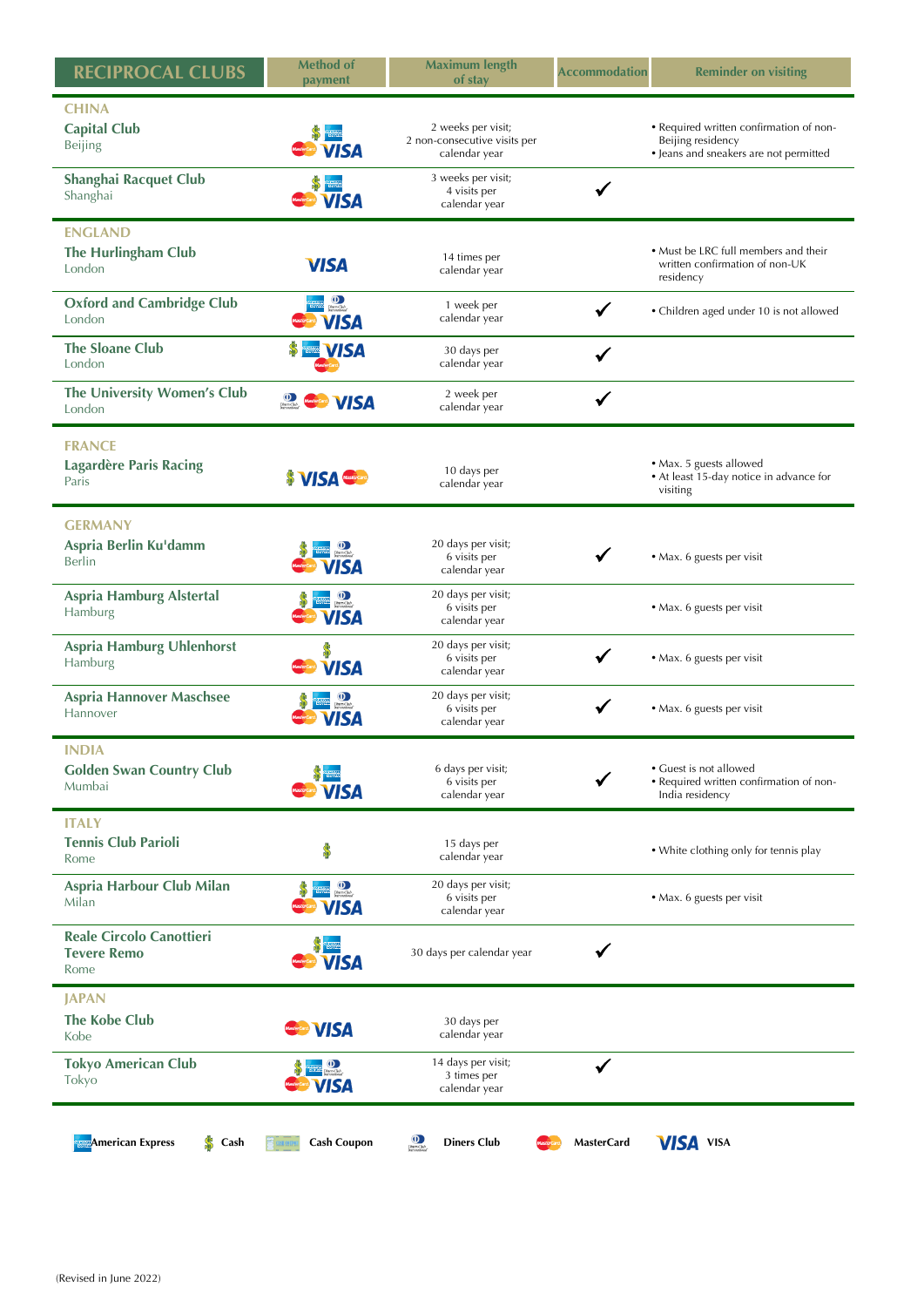| RECIPROCAL CLUBS | Method of payment | Maximum length of stay | Accommodation | Reminder on visiting |
|---|---|---|---|---|
| **CHINA** | | | | |
| **Capital Club** Beijing | Cash, American Express, MasterCard, VISA | 2 weeks per visit; 2 non-consecutive visits per calendar year | | • Required written confirmation of non-Beijing residency • Jeans and sneakers are not permitted |
| **Shanghai Racquet Club** Shanghai | Cash, American Express, MasterCard, VISA | 3 weeks per visit; 4 visits per calendar year | ✔ | |
| **ENGLAND** | | | | |
| **The Hurlingham Club** London | VISA | 14 times per calendar year | | • Must be LRC full members and their written confirmation of non-UK residency |
| **Oxford and Cambridge Club** London | American Express, Diners Club, MasterCard, VISA | 1 week per calendar year | ✔ | • Children aged under 10 is not allowed |
| **The Sloane Club** London | Cash, American Express, VISA, MasterCard | 30 days per calendar year | ✔ | |
| **The University Women's Club** London | Diners Club, MasterCard, VISA | 2 week per calendar year | ✔ | |
| **FRANCE** | | | | |
| **Lagardère Paris Racing** Paris | Cash, VISA, MasterCard | 10 days per calendar year | | • Max. 5 guests allowed • At least 15-day notice in advance for visiting |
| **GERMANY** | | | | |
| **Aspria Berlin Ku'damm** Berlin | Cash, American Express, Diners Club, MasterCard, VISA | 20 days per visit; 6 visits per calendar year | ✔ | • Max. 6 guests per visit |
| **Aspria Hamburg Alstertal** Hamburg | Cash, American Express, Diners Club, MasterCard, VISA | 20 days per visit; 6 visits per calendar year | | • Max. 6 guests per visit |
| **Aspria Hamburg Uhlenhorst** Hamburg | Cash, MasterCard, VISA | 20 days per visit; 6 visits per calendar year | ✔ | • Max. 6 guests per visit |
| **Aspria Hannover Maschsee** Hannover | Cash, American Express, Diners Club, MasterCard, VISA | 20 days per visit; 6 visits per calendar year | ✔ | • Max. 6 guests per visit |
| **INDIA** | | | | |
| **Golden Swan Country Club** Mumbai | Cash, American Express, MasterCard, VISA | 6 days per visit; 6 visits per calendar year | ✔ | • Guest is not allowed • Required written confirmation of non-India residency |
| **ITALY** | | | | |
| **Tennis Club Parioli** Rome | Cash | 15 days per calendar year | | • White clothing only for tennis play |
| **Aspria Harbour Club Milan** Milan | Cash, American Express, Diners Club, MasterCard, VISA | 20 days per visit; 6 visits per calendar year | | • Max. 6 guests per visit |
| **Reale Circolo Canottieri Tevere Remo** Rome | Cash, American Express, MasterCard, VISA | 30 days per calendar year | ✔ | |
| **JAPAN** | | | | |
| **The Kobe Club** Kobe | MasterCard, VISA | 30 days per calendar year | | |
| **Tokyo American Club** Tokyo | Cash, American Express, Diners Club, MasterCard, VISA | 14 days per visit; 3 times per calendar year | ✔ | |

American Express | Cash | Cash Coupon | Diners Club | MasterCard | VISA

(Revised in June 2022)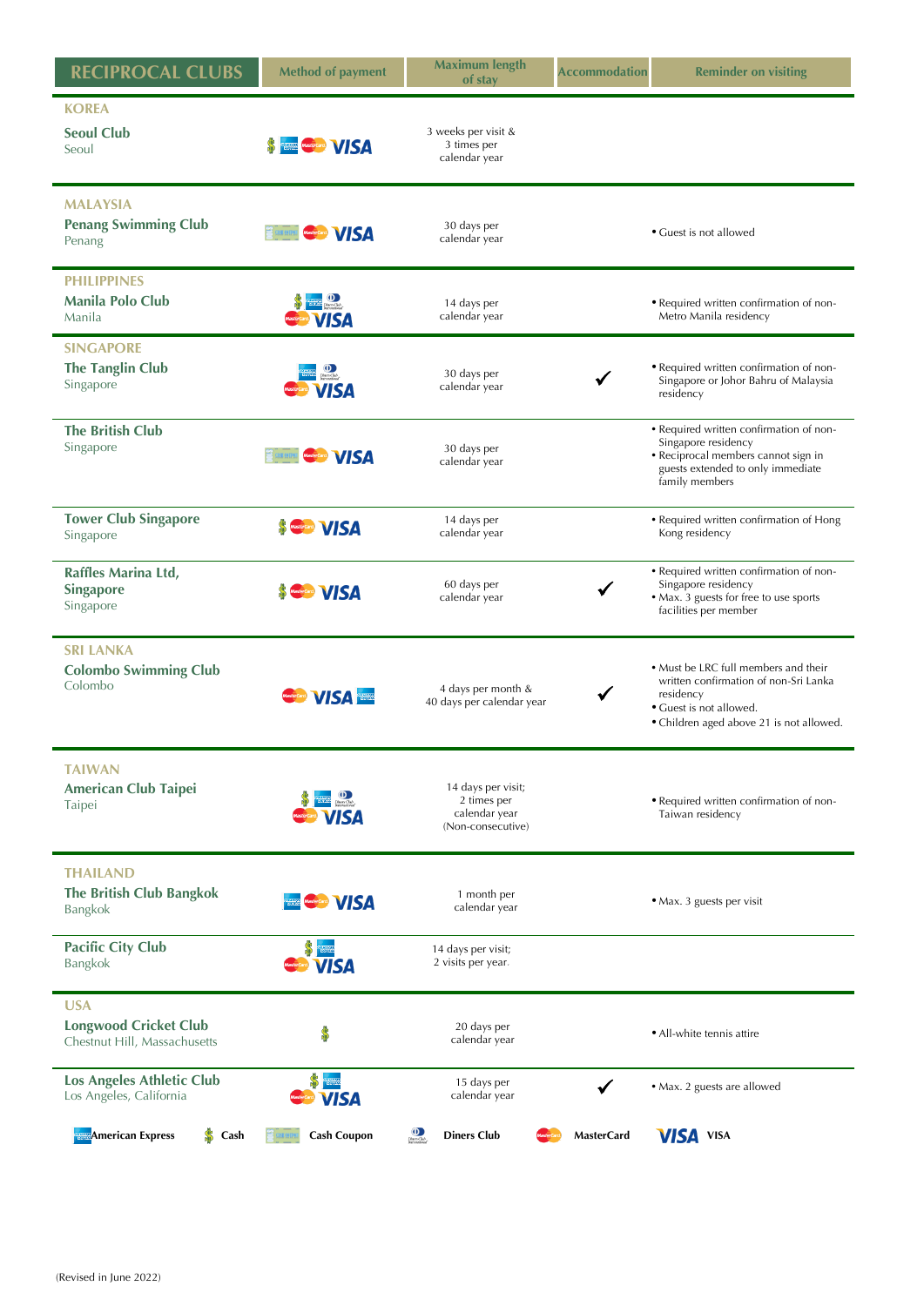| RECIPROCAL CLUBS | Method of payment | Maximum length of stay | Accommodation | Reminder on visiting |
|---|---|---|---|---|
| **KOREA** | | | | |
| **Seoul Club** Seoul | Cash, American Express, MasterCard, VISA | 3 weeks per visit & 3 times per calendar year | | |
| **MALAYSIA** | | | | |
| **Penang Swimming Club** Penang | Cash Coupon, MasterCard, VISA | 30 days per calendar year | | • Guest is not allowed |
| **PHILIPPINES** | | | | |
| **Manila Polo Club** Manila | Cash, American Express, Diners Club, MasterCard, VISA | 14 days per calendar year | | • Required written confirmation of non-Metro Manila residency |
| **SINGAPORE** | | | | |
| **The Tanglin Club** Singapore | American Express, Diners Club, MasterCard, VISA | 30 days per calendar year | ✔ | • Required written confirmation of non-Singapore or Johor Bahru of Malaysia residency |
| **The British Club** Singapore | Cash Coupon, MasterCard, VISA | 30 days per calendar year | | • Required written confirmation of non-Singapore residency<br>• Reciprocal members cannot sign in guests extended to only immediate family members |
| **Tower Club Singapore** Singapore | Cash, MasterCard, VISA | 14 days per calendar year | | • Required written confirmation of Hong Kong residency |
| **Raffles Marina Ltd, Singapore** Singapore | Cash, MasterCard, VISA | 60 days per calendar year | ✔ | • Required written confirmation of non-Singapore residency<br>• Max. 3 guests for free to use sports facilities per member |
| **SRI LANKA** | | | | |
| **Colombo Swimming Club** Colombo | MasterCard, VISA, American Express | 4 days per month & 40 days per calendar year | ✔ | • Must be LRC full members and their written confirmation of non-Sri Lanka residency<br>• Guest is not allowed.<br>• Children aged above 21 is not allowed. |
| **TAIWAN** | | | | |
| **American Club Taipei** Taipei | Cash, American Express, Diners Club, MasterCard, VISA | 14 days per visit; 2 times per calendar year (Non-consecutive) | | • Required written confirmation of non-Taiwan residency |
| **THAILAND** | | | | |
| **The British Club Bangkok** Bangkok | American Express, MasterCard, VISA | 1 month per calendar year | | • Max. 3 guests per visit |
| **Pacific City Club** Bangkok | Cash, American Express, MasterCard, VISA | 14 days per visit; 2 visits per year. | | |
| **USA** | | | | |
| **Longwood Cricket Club** Chestnut Hill, Massachusetts | Cash | 20 days per calendar year | | • All-white tennis attire |
| **Los Angeles Athletic Club** Los Angeles, California | Cash, American Express, MasterCard, VISA | 15 days per calendar year | ✔ | • Max. 2 guests are allowed |

Legend: American Express | Cash | Cash Coupon | Diners Club | MasterCard | VISA

(Revised in June 2022)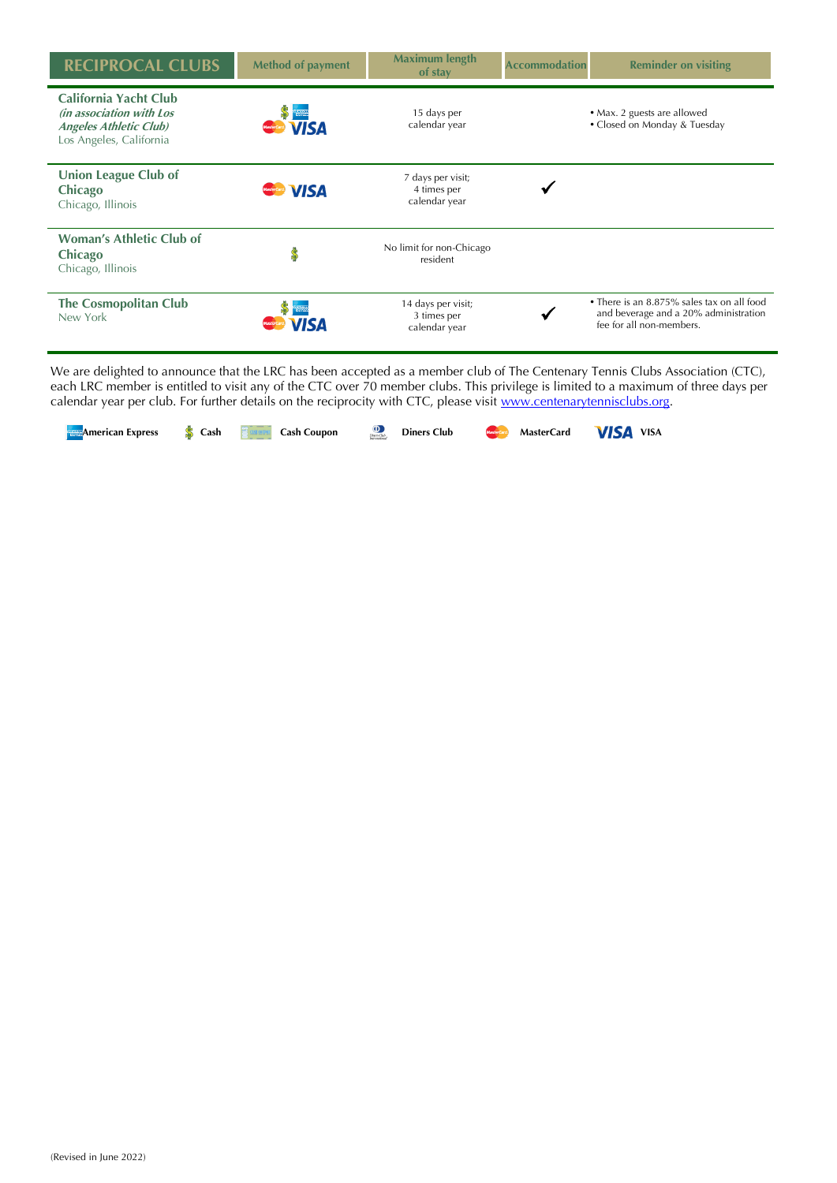| RECIPROCAL CLUBS | Method of payment | Maximum length of stay | Accommodation | Reminder on visiting |
|---|---|---|---|---|
| **California Yacht Club** ***(in association with Los Angeles Athletic Club)*** Los Angeles, California | Cash, American Express, MasterCard, VISA | 15 days per calendar year | | • Max. 2 guests are allowed • Closed on Monday & Tuesday |
| **Union League Club of Chicago** Chicago, Illinois | MasterCard, VISA | 7 days per visit; 4 times per calendar year | ✔ | |
| **Woman's Athletic Club of Chicago** Chicago, Illinois | Cash | No limit for non-Chicago resident | | |
| **The Cosmopolitan Club** New York | Cash, American Express, MasterCard, VISA | 14 days per visit; 3 times per calendar year | ✔ | • There is an 8.875% sales tax on all food and beverage and a 20% administration fee for all non-members. |

We are delighted to announce that the LRC has been accepted as a member club of The Centenary Tennis Clubs Association (CTC), each LRC member is entitled to visit any of the CTC over 70 member clubs. This privilege is limited to a maximum of three days per calendar year per club. For further details on the reciprocity with CTC, please visit www.centenarytennisclubs.org.

**American Express** **Cash** **Cash Coupon** **Diners Club** **MasterCard** **VISA**

(Revised in June 2022)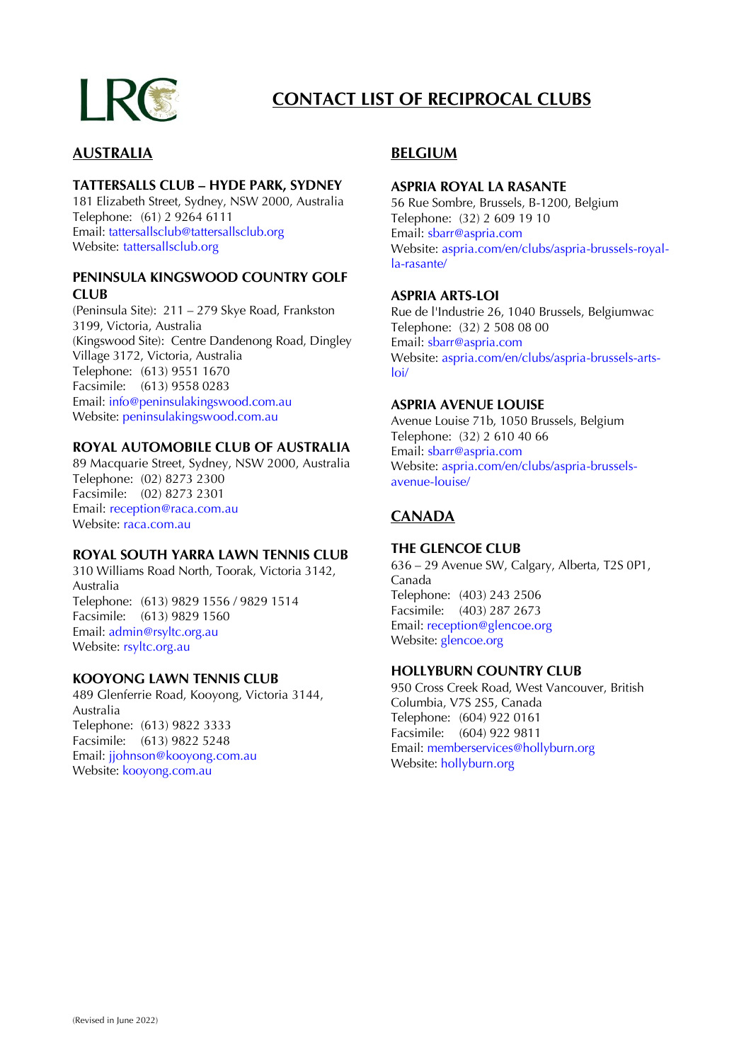LRC

# CONTACT LIST OF RECIPROCAL CLUBS

## AUSTRALIA

### TATTERSALLS CLUB – HYDE PARK, SYDNEY

181 Elizabeth Street, Sydney, NSW 2000, Australia
Telephone: (61) 2 9264 6111
Email: tattersallsclub@tattersallsclub.org
Website: tattersallsclub.org

### PENINSULA KINGSWOOD COUNTRY GOLF CLUB

(Peninsula Site): 211 – 279 Skye Road, Frankston 3199, Victoria, Australia
(Kingswood Site): Centre Dandenong Road, Dingley Village 3172, Victoria, Australia
Telephone: (613) 9551 1670
Facsimile: (613) 9558 0283
Email: info@peninsulakingswood.com.au
Website: peninsulakingswood.com.au

### ROYAL AUTOMOBILE CLUB OF AUSTRALIA

89 Macquarie Street, Sydney, NSW 2000, Australia
Telephone: (02) 8273 2300
Facsimile: (02) 8273 2301
Email: reception@raca.com.au
Website: raca.com.au

### ROYAL SOUTH YARRA LAWN TENNIS CLUB

310 Williams Road North, Toorak, Victoria 3142, Australia
Telephone: (613) 9829 1556 / 9829 1514
Facsimile: (613) 9829 1560
Email: admin@rsyltc.org.au
Website: rsyltc.org.au

### KOOYONG LAWN TENNIS CLUB

489 Glenferrie Road, Kooyong, Victoria 3144, Australia
Telephone: (613) 9822 3333
Facsimile: (613) 9822 5248
Email: jjohnson@kooyong.com.au
Website: kooyong.com.au

## BELGIUM

### ASPRIA ROYAL LA RASANTE

56 Rue Sombre, Brussels, B-1200, Belgium
Telephone: (32) 2 609 19 10
Email: sbarr@aspria.com
Website: aspria.com/en/clubs/aspria-brussels-royal-la-rasante/

### ASPRIA ARTS-LOI

Rue de l'Industrie 26, 1040 Brussels, Belgiumwac
Telephone: (32) 2 508 08 00
Email: sbarr@aspria.com
Website: aspria.com/en/clubs/aspria-brussels-arts-loi/

### ASPRIA AVENUE LOUISE

Avenue Louise 71b, 1050 Brussels, Belgium
Telephone: (32) 2 610 40 66
Email: sbarr@aspria.com
Website: aspria.com/en/clubs/aspria-brussels-avenue-louise/

## CANADA

### THE GLENCOE CLUB

636 – 29 Avenue SW, Calgary, Alberta, T2S 0P1, Canada
Telephone: (403) 243 2506
Facsimile: (403) 287 2673
Email: reception@glencoe.org
Website: glencoe.org

### HOLLYBURN COUNTRY CLUB

950 Cross Creek Road, West Vancouver, British Columbia, V7S 2S5, Canada
Telephone: (604) 922 0161
Facsimile: (604) 922 9811
Email: memberservices@hollyburn.org
Website: hollyburn.org

(Revised in June 2022)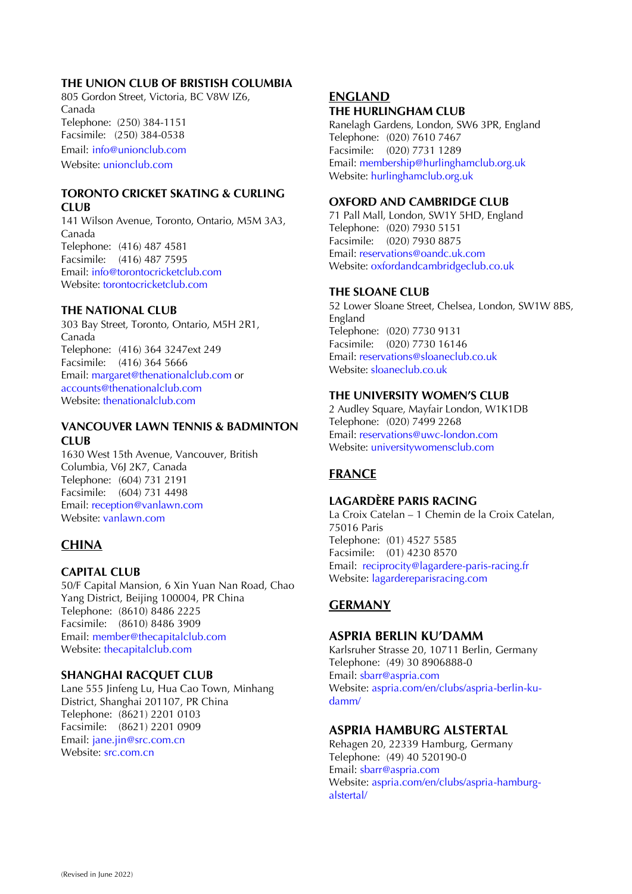### THE UNION CLUB OF BRISTISH COLUMBIA

805 Gordon Street, Victoria, BC V8W IZ6, Canada
Telephone: (250) 384-1151
Facsimile: (250) 384-0538
Email: info@unionclub.com
Website: unionclub.com

### TORONTO CRICKET SKATING & CURLING CLUB

141 Wilson Avenue, Toronto, Ontario, M5M 3A3, Canada
Telephone: (416) 487 4581
Facsimile: (416) 487 7595
Email: info@torontocricketclub.com
Website: torontocricketclub.com

### THE NATIONAL CLUB

303 Bay Street, Toronto, Ontario, M5H 2R1, Canada
Telephone: (416) 364 3247ext 249
Facsimile: (416) 364 5666
Email: margaret@thenationalclub.com or accounts@thenationalclub.com
Website: thenationalclub.com

### VANCOUVER LAWN TENNIS & BADMINTON CLUB

1630 West 15th Avenue, Vancouver, British Columbia, V6J 2K7, Canada
Telephone: (604) 731 2191
Facsimile: (604) 731 4498
Email: reception@vanlawn.com
Website: vanlawn.com

## CHINA

### CAPITAL CLUB

50/F Capital Mansion, 6 Xin Yuan Nan Road, Chao Yang District, Beijing 100004, PR China
Telephone: (8610) 8486 2225
Facsimile: (8610) 8486 3909
Email: member@thecapitalclub.com
Website: thecapitalclub.com

### SHANGHAI RACQUET CLUB

Lane 555 Jinfeng Lu, Hua Cao Town, Minhang District, Shanghai 201107, PR China
Telephone: (8621) 2201 0103
Facsimile: (8621) 2201 0909
Email: jane.jin@src.com.cn
Website: src.com.cn

## ENGLAND

### THE HURLINGHAM CLUB

Ranelagh Gardens, London, SW6 3PR, England
Telephone: (020) 7610 7467
Facsimile: (020) 7731 1289
Email: membership@hurlinghamclub.org.uk
Website: hurlinghamclub.org.uk

### OXFORD AND CAMBRIDGE CLUB

71 Pall Mall, London, SW1Y 5HD, England
Telephone: (020) 7930 5151
Facsimile: (020) 7930 8875
Email: reservations@oandc.uk.com
Website: oxfordandcambridgeclub.co.uk

### THE SLOANE CLUB

52 Lower Sloane Street, Chelsea, London, SW1W 8BS, England
Telephone: (020) 7730 9131
Facsimile: (020) 7730 16146
Email: reservations@sloaneclub.co.uk
Website: sloaneclub.co.uk

### THE UNIVERSITY WOMEN'S CLUB

2 Audley Square, Mayfair London, W1K1DB
Telephone: (020) 7499 2268
Email: reservations@uwc-london.com
Website: universitywomensclub.com

## FRANCE

### LAGARDÈRE PARIS RACING

La Croix Catelan – 1 Chemin de la Croix Catelan, 75016 Paris
Telephone: (01) 4527 5585
Facsimile: (01) 4230 8570
Email: reciprocity@lagardere-paris-racing.fr
Website: lagardereparisracing.com

## GERMANY

### ASPRIA BERLIN KU'DAMM

Karlsruher Strasse 20, 10711 Berlin, Germany
Telephone: (49) 30 8906888-0
Email: sbarr@aspria.com
Website: aspria.com/en/clubs/aspria-berlin-ku-damm/

### ASPRIA HAMBURG ALSTERTAL

Rehagen 20, 22339 Hamburg, Germany
Telephone: (49) 40 520190-0
Email: sbarr@aspria.com
Website: aspria.com/en/clubs/aspria-hamburg-alstertal/

(Revised in June 2022)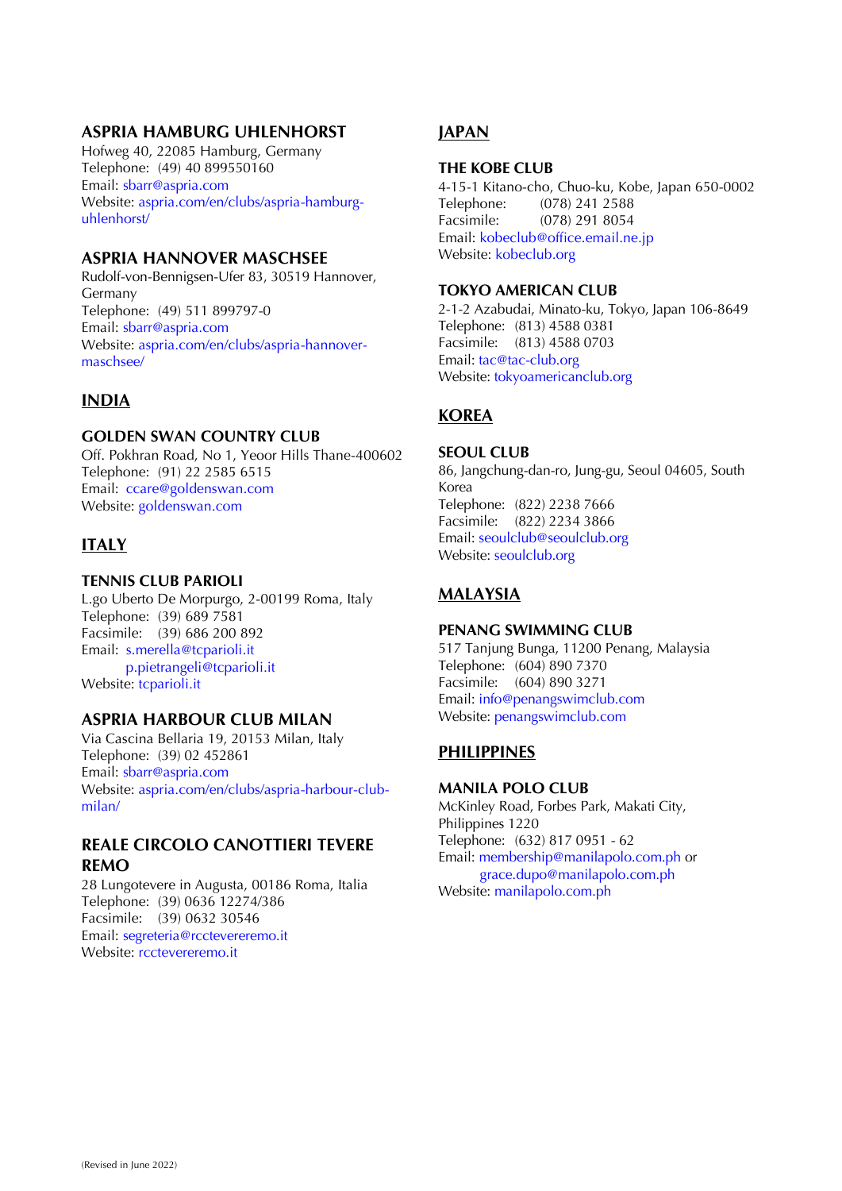### ASPRIA HAMBURG UHLENHORST

Hofweg 40, 22085 Hamburg, Germany
Telephone: (49) 40 899550160
Email: sbarr@aspria.com
Website: aspria.com/en/clubs/aspria-hamburg-uhlenhorst/

### ASPRIA HANNOVER MASCHSEE

Rudolf-von-Bennigsen-Ufer 83, 30519 Hannover, Germany
Telephone: (49) 511 899797-0
Email: sbarr@aspria.com
Website: aspria.com/en/clubs/aspria-hannover-maschsee/

## INDIA

### GOLDEN SWAN COUNTRY CLUB

Off. Pokhran Road, No 1, Yeoor Hills Thane-400602
Telephone: (91) 22 2585 6515
Email: ccare@goldenswan.com
Website: goldenswan.com

## ITALY

### TENNIS CLUB PARIOLI

L.go Uberto De Morpurgo, 2-00199 Roma, Italy
Telephone: (39) 689 7581
Facsimile: (39) 686 200 892
Email: s.merella@tcparioli.it
p.pietrangeli@tcparioli.it
Website: tcparioli.it

### ASPRIA HARBOUR CLUB MILAN

Via Cascina Bellaria 19, 20153 Milan, Italy
Telephone: (39) 02 452861
Email: sbarr@aspria.com
Website: aspria.com/en/clubs/aspria-harbour-club-milan/

### REALE CIRCOLO CANOTTIERI TEVERE REMO

28 Lungotevere in Augusta, 00186 Roma, Italia
Telephone: (39) 0636 12274/386
Facsimile: (39) 0632 30546
Email: segreteria@rcctevereremo.it
Website: rcctevereremo.it

## JAPAN

### THE KOBE CLUB

4-15-1 Kitano-cho, Chuo-ku, Kobe, Japan 650-0002
Telephone: (078) 241 2588
Facsimile: (078) 291 8054
Email: kobeclub@office.email.ne.jp
Website: kobeclub.org

### TOKYO AMERICAN CLUB

2-1-2 Azabudai, Minato-ku, Tokyo, Japan 106-8649
Telephone: (813) 4588 0381
Facsimile: (813) 4588 0703
Email: tac@tac-club.org
Website: tokyoamericanclub.org

## KOREA

### SEOUL CLUB

86, Jangchung-dan-ro, Jung-gu, Seoul 04605, South Korea
Telephone: (822) 2238 7666
Facsimile: (822) 2234 3866
Email: seoulclub@seoulclub.org
Website: seoulclub.org

## MALAYSIA

### PENANG SWIMMING CLUB

517 Tanjung Bunga, 11200 Penang, Malaysia
Telephone: (604) 890 7370
Facsimile: (604) 890 3271
Email: info@penangswimclub.com
Website: penangswimclub.com

## PHILIPPINES

### MANILA POLO CLUB

McKinley Road, Forbes Park, Makati City, Philippines 1220
Telephone: (632) 817 0951 - 62
Email: membership@manilapolo.com.ph or
grace.dupo@manilapolo.com.ph
Website: manilapolo.com.ph

(Revised in June 2022)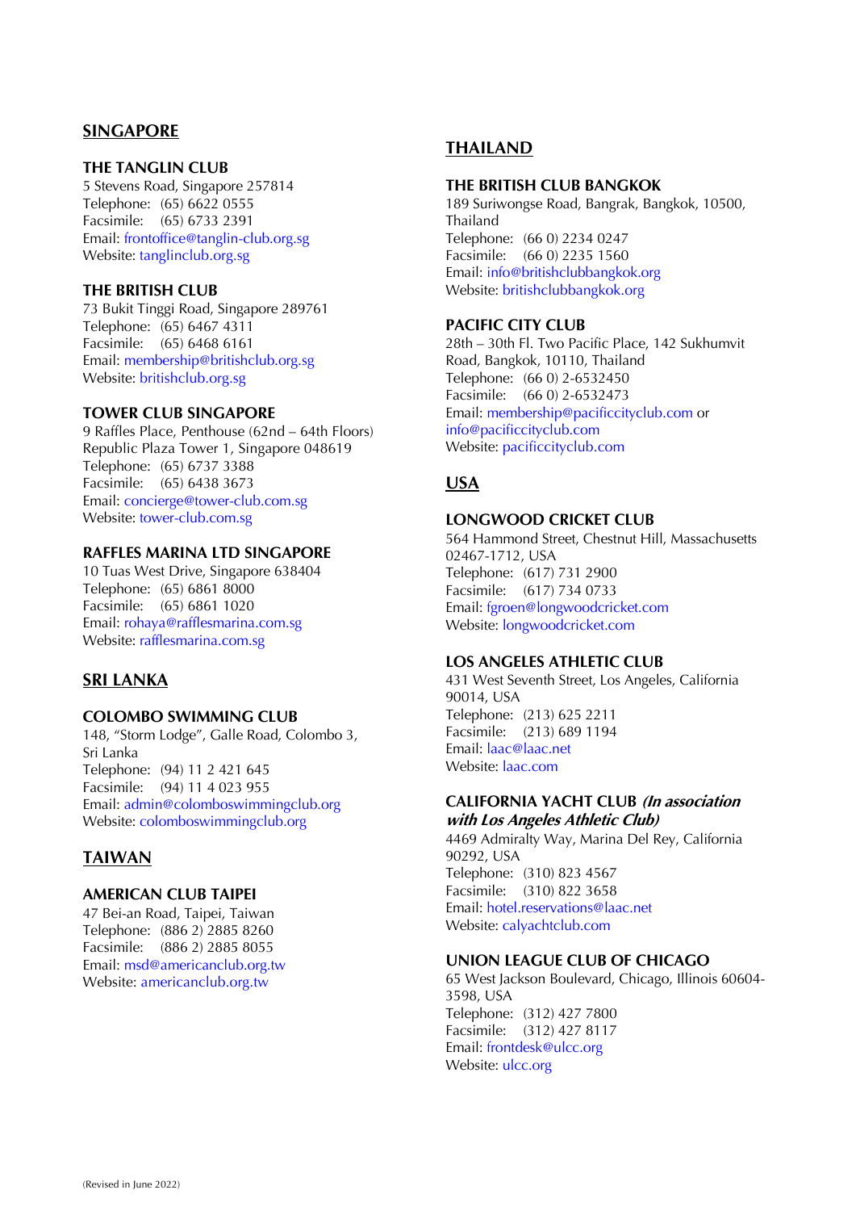## SINGAPORE

### THE TANGLIN CLUB
5 Stevens Road, Singapore 257814
Telephone: (65) 6622 0555
Facsimile: (65) 6733 2391
Email: frontoffice@tanglin-club.org.sg
Website: tanglinclub.org.sg

### THE BRITISH CLUB
73 Bukit Tinggi Road, Singapore 289761
Telephone: (65) 6467 4311
Facsimile: (65) 6468 6161
Email: membership@britishclub.org.sg
Website: britishclub.org.sg

### TOWER CLUB SINGAPORE
9 Raffles Place, Penthouse (62nd – 64th Floors)
Republic Plaza Tower 1, Singapore 048619
Telephone: (65) 6737 3388
Facsimile: (65) 6438 3673
Email: concierge@tower-club.com.sg
Website: tower-club.com.sg

### RAFFLES MARINA LTD SINGAPORE
10 Tuas West Drive, Singapore 638404
Telephone: (65) 6861 8000
Facsimile: (65) 6861 1020
Email: rohaya@rafflesmarina.com.sg
Website: rafflesmarina.com.sg

## SRI LANKA

### COLOMBO SWIMMING CLUB
148, "Storm Lodge", Galle Road, Colombo 3, Sri Lanka
Telephone: (94) 11 2 421 645
Facsimile: (94) 11 4 023 955
Email: admin@colomboswimmingclub.org
Website: colomboswimmingclub.org

## TAIWAN

### AMERICAN CLUB TAIPEI
47 Bei-an Road, Taipei, Taiwan
Telephone: (886 2) 2885 8260
Facsimile: (886 2) 2885 8055
Email: msd@americanclub.org.tw
Website: americanclub.org.tw

## THAILAND

### THE BRITISH CLUB BANGKOK
189 Suriwongse Road, Bangrak, Bangkok, 10500, Thailand
Telephone: (66 0) 2234 0247
Facsimile: (66 0) 2235 1560
Email: info@britishclubbangkok.org
Website: britishclubbangkok.org

### PACIFIC CITY CLUB
28th – 30th Fl. Two Pacific Place, 142 Sukhumvit Road, Bangkok, 10110, Thailand
Telephone: (66 0) 2-6532450
Facsimile: (66 0) 2-6532473
Email: membership@pacificcityclub.com or info@pacificcityclub.com
Website: pacificcityclub.com

## USA

### LONGWOOD CRICKET CLUB
564 Hammond Street, Chestnut Hill, Massachusetts 02467-1712, USA
Telephone: (617) 731 2900
Facsimile: (617) 734 0733
Email: fgroen@longwoodcricket.com
Website: longwoodcricket.com

### LOS ANGELES ATHLETIC CLUB
431 West Seventh Street, Los Angeles, California 90014, USA
Telephone: (213) 625 2211
Facsimile: (213) 689 1194
Email: laac@laac.net
Website: laac.com

### CALIFORNIA YACHT CLUB *(In association with Los Angeles Athletic Club)*
4469 Admiralty Way, Marina Del Rey, California 90292, USA
Telephone: (310) 823 4567
Facsimile: (310) 822 3658
Email: hotel.reservations@laac.net
Website: calyachtclub.com

### UNION LEAGUE CLUB OF CHICAGO
65 West Jackson Boulevard, Chicago, Illinois 60604-3598, USA
Telephone: (312) 427 7800
Facsimile: (312) 427 8117
Email: frontdesk@ulcc.org
Website: ulcc.org

(Revised in June 2022)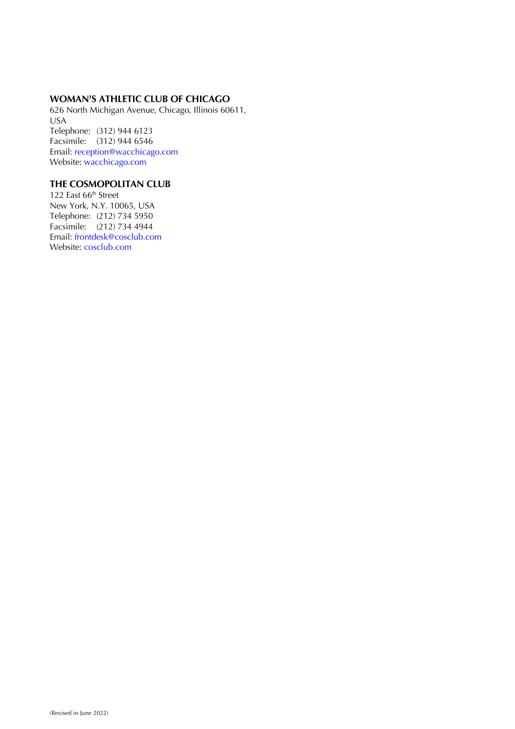**WOMAN'S ATHLETIC CLUB OF CHICAGO**
626 North Michigan Avenue, Chicago, Illinois 60611,
USA
Telephone: (312) 944 6123
Facsimile: (312) 944 6546
Email: reception@wacchicago.com
Website: wacchicago.com

**THE COSMOPOLITAN CLUB**
122 East 66th Street
New York, N.Y. 10065, USA
Telephone: (212) 734 5950
Facsimile: (212) 734 4944
Email: frontdesk@cosclub.com
Website: cosclub.com

(Revised in June 2022)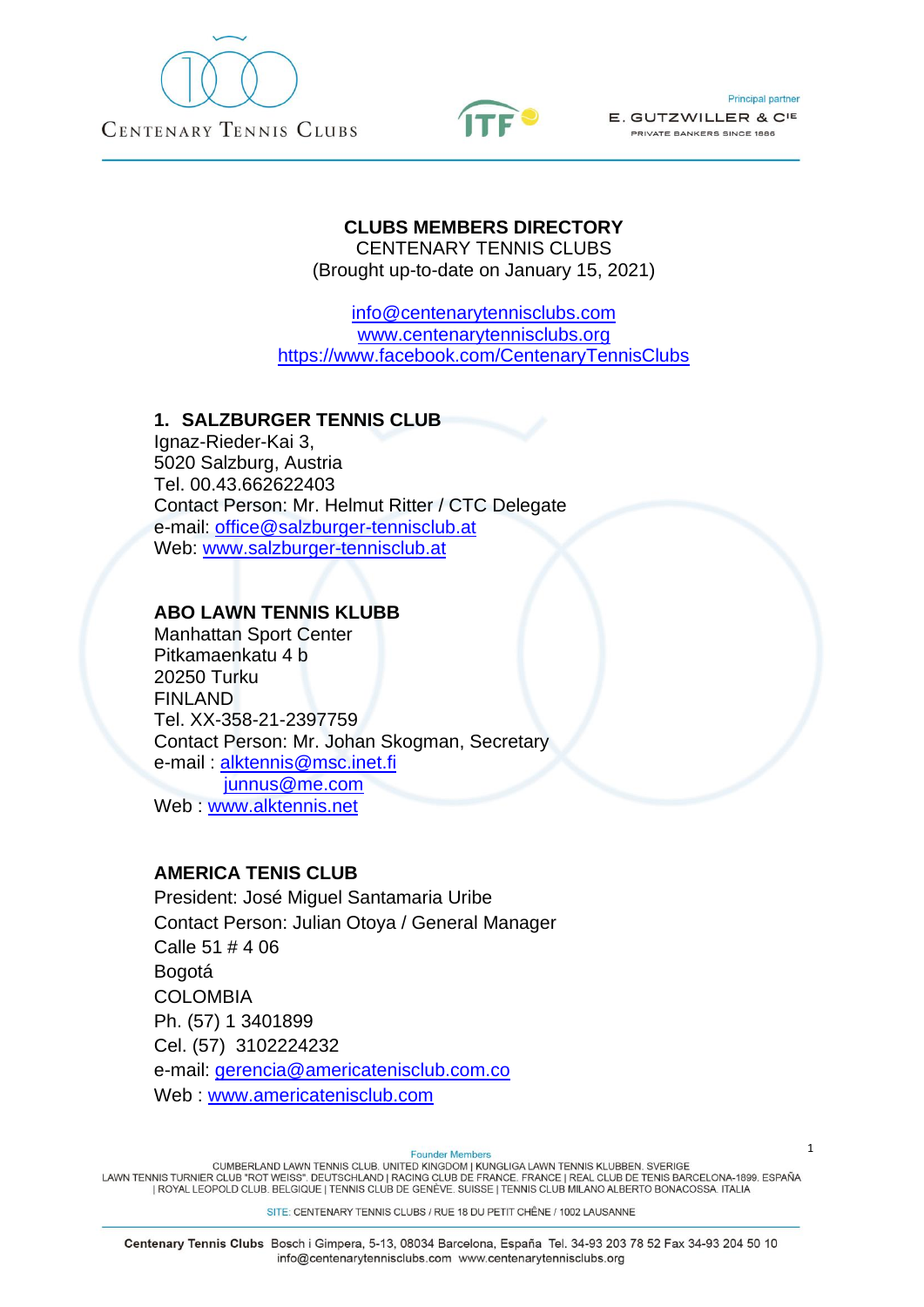**CLUBS MEMBERS DIRECTORY**
CENTENARY TENNIS CLUBS
(Brought up-to-date on January 15, 2021)

info@centenarytennisclubs.com
www.centenarytennisclubs.org
https://www.facebook.com/CentenaryTennisClubs

### 1. SALZBURGER TENNIS CLUB

Ignaz-Rieder-Kai 3,
5020 Salzburg, Austria
Tel. 00.43.662622403
Contact Person: Mr. Helmut Ritter / CTC Delegate
e-mail: office@salzburger-tennisclub.at
Web: www.salzburger-tennisclub.at

### ABO LAWN TENNIS KLUBB

Manhattan Sport Center
Pitkamaenkatu 4 b
20250 Turku
FINLAND
Tel. XX-358-21-2397759
Contact Person: Mr. Johan Skogman, Secretary
e-mail : alktennis@msc.inet.fi
junnus@me.com
Web : www.alktennis.net

### AMERICA TENIS CLUB

President: José Miguel Santamaria Uribe
Contact Person: Julian Otoya / General Manager
Calle 51 # 4 06
Bogotá
COLOMBIA
Ph. (57) 1 3401899
Cel. (57) 3102224232
e-mail: gerencia@americatenisclub.com.co
Web : www.americatenisclub.com

Founder Members
CUMBERLAND LAWN TENNIS CLUB. UNITED KINGDOM | KUNGLIGA LAWN TENNIS KLUBBEN. SVERIGE
LAWN TENNIS TURNIER CLUB "ROT WEISS". DEUTSCHLAND | RACING CLUB DE FRANCE. FRANCE | REAL CLUB DE TENIS BARCELONA-1899. ESPAÑA
| ROYAL LEOPOLD CLUB. BELGIQUE | TENNIS CLUB DE GENÈVE. SUISSE | TENNIS CLUB MILANO ALBERTO BONACOSSA. ITALIA

SITE: CENTENARY TENNIS CLUBS / RUE 18 DU PETIT CHÊNE / 1002 LAUSANNE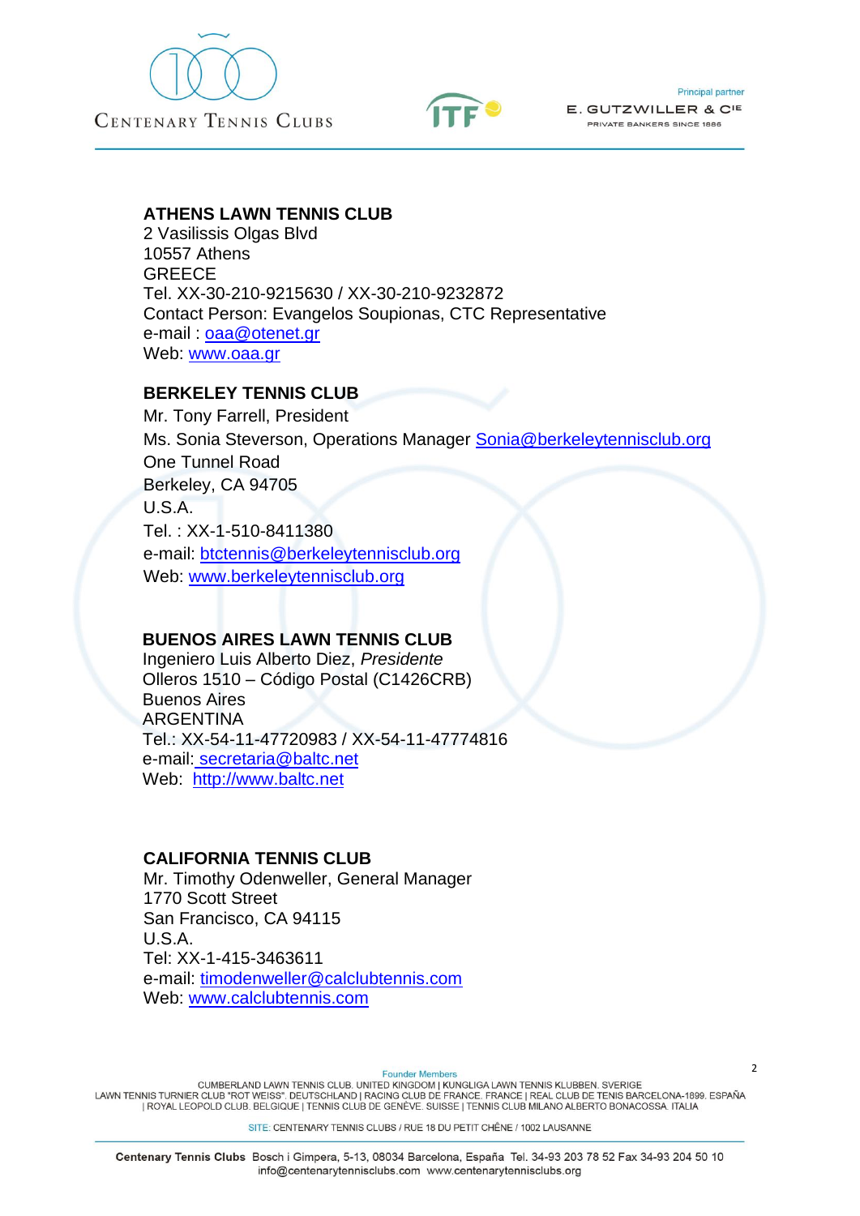**ATHENS LAWN TENNIS CLUB**
2 Vasilissis Olgas Blvd
10557 Athens
GREECE
Tel. XX-30-210-9215630 / XX-30-210-9232872
Contact Person: Evangelos Soupionas, CTC Representative
e-mail : oaa@otenet.gr
Web: www.oaa.gr

**BERKELEY TENNIS CLUB**
Mr. Tony Farrell, President
Ms. Sonia Steverson, Operations Manager Sonia@berkeleytennisclub.org
One Tunnel Road
Berkeley, CA 94705
U.S.A.
Tel. : XX-1-510-8411380
e-mail: btctennis@berkeleytennisclub.org
Web: www.berkeleytennisclub.org

**BUENOS AIRES LAWN TENNIS CLUB**
Ingeniero Luis Alberto Diez, *Presidente*
Olleros 1510 – Código Postal (C1426CRB)
Buenos Aires
ARGENTINA
Tel.: XX-54-11-47720983 / XX-54-11-47774816
e-mail: secretaria@baltc.net
Web: http://www.baltc.net

**CALIFORNIA TENNIS CLUB**
Mr. Timothy Odenweller, General Manager
1770 Scott Street
San Francisco, CA 94115
U.S.A.
Tel: XX-1-415-3463611
e-mail: timodenweller@calclubtennis.com
Web: www.calclubtennis.com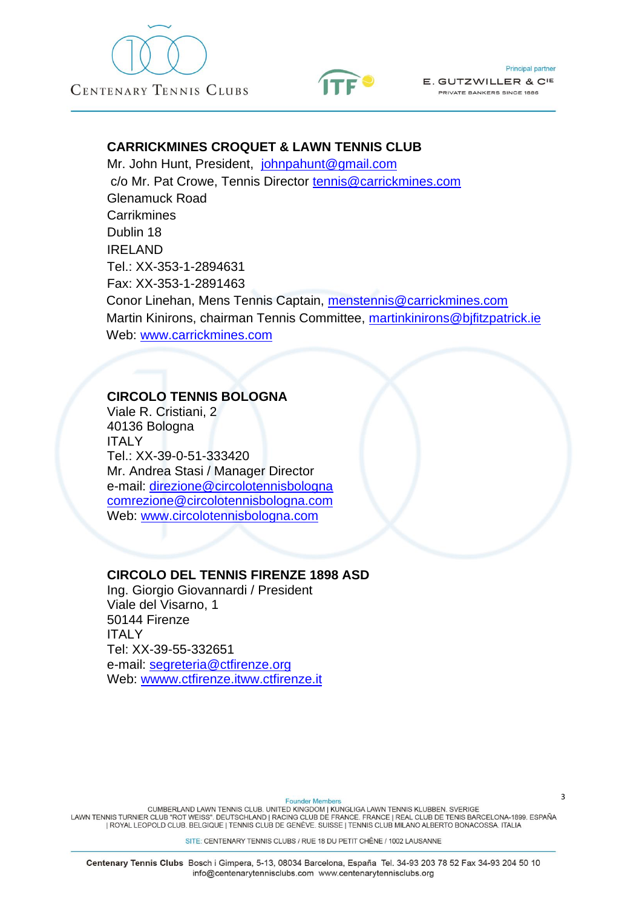## CARRICKMINES CROQUET & LAWN TENNIS CLUB

Mr. John Hunt, President, johnpahunt@gmail.com
c/o Mr. Pat Crowe, Tennis Director tennis@carrickmines.com
Glenamuck Road
Carrikmines
Dublin 18
IRELAND
Tel.: XX-353-1-2894631
Fax: XX-353-1-2891463
Conor Linehan, Mens Tennis Captain, menstennis@carrickmines.com
Martin Kinirons, chairman Tennis Committee, martinkinirons@bjfitzpatrick.ie
Web: www.carrickmines.com

## CIRCOLO TENNIS BOLOGNA

Viale R. Cristiani, 2
40136 Bologna
ITALY
Tel.: XX-39-0-51-333420
Mr. Andrea Stasi / Manager Director
e-mail: direzione@circolotennisbologna
comrezione@circolotennisbologna.com
Web: www.circolotennisbologna.com

## CIRCOLO DEL TENNIS FIRENZE 1898 ASD

Ing. Giorgio Giovannardi / President
Viale del Visarno, 1
50144 Firenze
ITALY
Tel: XX-39-55-332651
e-mail: segreteria@ctfirenze.org
Web: wwww.ctfirenze.itww.ctfirenze.it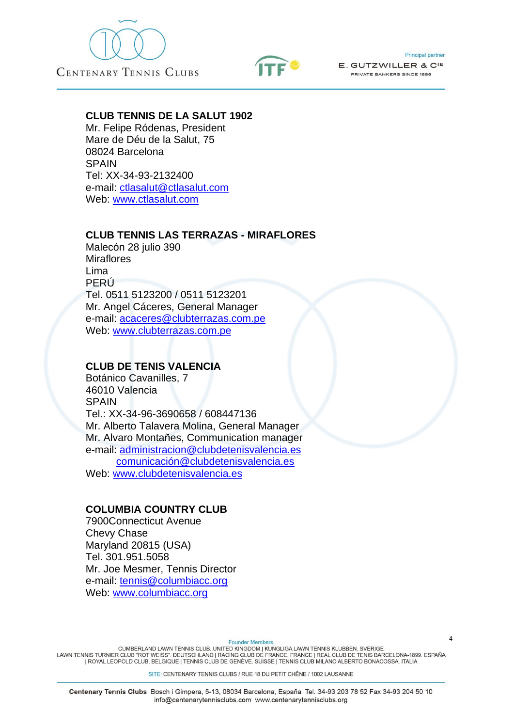**CLUB TENNIS DE LA SALUT 1902**
Mr. Felipe Ródenas, President
Mare de Déu de la Salut, 75
08024 Barcelona
SPAIN
Tel: XX-34-93-2132400
e-mail: ctlasalut@ctlasalut.com
Web: www.ctlasalut.com

**CLUB TENNIS LAS TERRAZAS - MIRAFLORES**
Malecón 28 julio 390
Miraflores
Lima
PERÚ
Tel. 0511 5123200 / 0511 5123201
Mr. Angel Cáceres, General Manager
e-mail: acaceres@clubterrazas.com.pe
Web: www.clubterrazas.com.pe

**CLUB DE TENIS VALENCIA**
Botánico Cavanilles, 7
46010 Valencia
SPAIN
Tel.: XX-34-96-3690658 / 608447136
Mr. Alberto Talavera Molina, General Manager
Mr. Alvaro Montañes, Communication manager
e-mail: administracion@clubdetenisvalencia.es
comunicación@clubdetenisvalencia.es
Web: www.clubdetenisvalencia.es

**COLUMBIA COUNTRY CLUB**
7900Connecticut Avenue
Chevy Chase
Maryland 20815 (USA)
Tel. 301.951.5058
Mr. Joe Mesmer, Tennis Director
e-mail: tennis@columbiacc.org
Web: www.columbiacc.org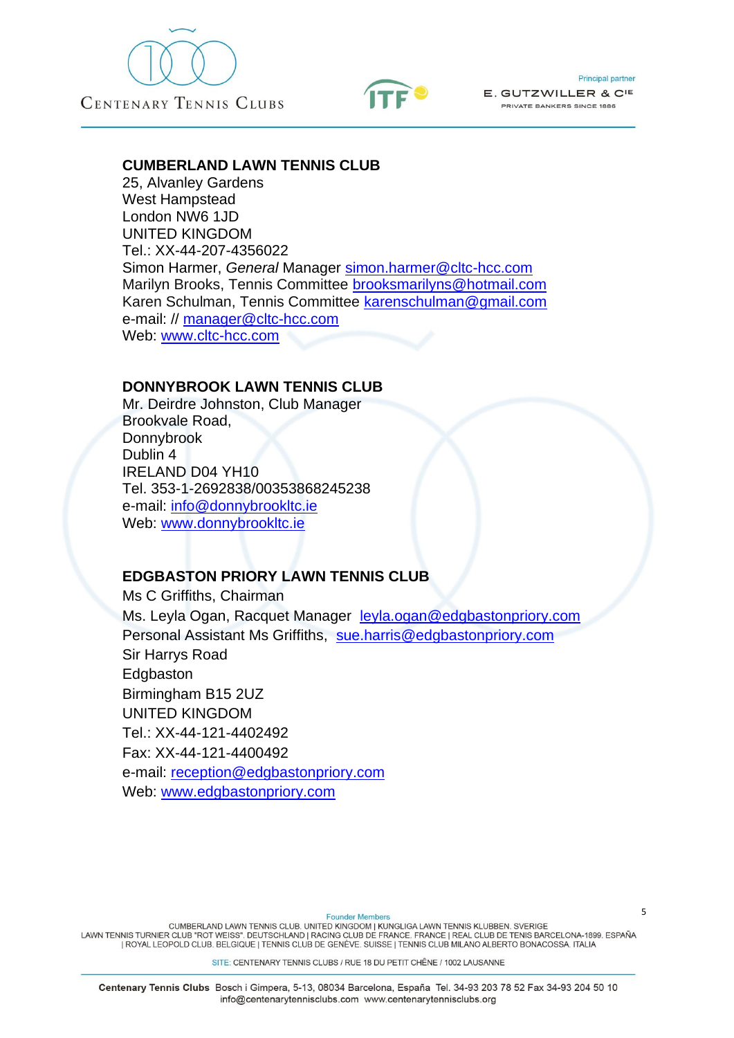**CUMBERLAND LAWN TENNIS CLUB**
25, Alvanley Gardens
West Hampstead
London NW6 1JD
UNITED KINGDOM
Tel.: XX-44-207-4356022
Simon Harmer, *General* Manager simon.harmer@cltc-hcc.com
Marilyn Brooks, Tennis Committee brooksmarilyns@hotmail.com
Karen Schulman, Tennis Committee karenschulman@gmail.com
e-mail: // manager@cltc-hcc.com
Web: www.cltc-hcc.com

**DONNYBROOK LAWN TENNIS CLUB**
Mr. Deirdre Johnston, Club Manager
Brookvale Road,
Donnybrook
Dublin 4
IRELAND D04 YH10
Tel. 353-1-2692838/00353868245238
e-mail: info@donnybrookltc.ie
Web: www.donnybrookltc.ie

**EDGBASTON PRIORY LAWN TENNIS CLUB**
Ms C Griffiths, Chairman
Ms. Leyla Ogan, Racquet Manager leyla.ogan@edgbastonpriory.com
Personal Assistant Ms Griffiths, sue.harris@edgbastonpriory.com
Sir Harrys Road
Edgbaston
Birmingham B15 2UZ
UNITED KINGDOM
Tel.: XX-44-121-4402492
Fax: XX-44-121-4400492
e-mail: reception@edgbastonpriory.com
Web: www.edgbastonpriory.com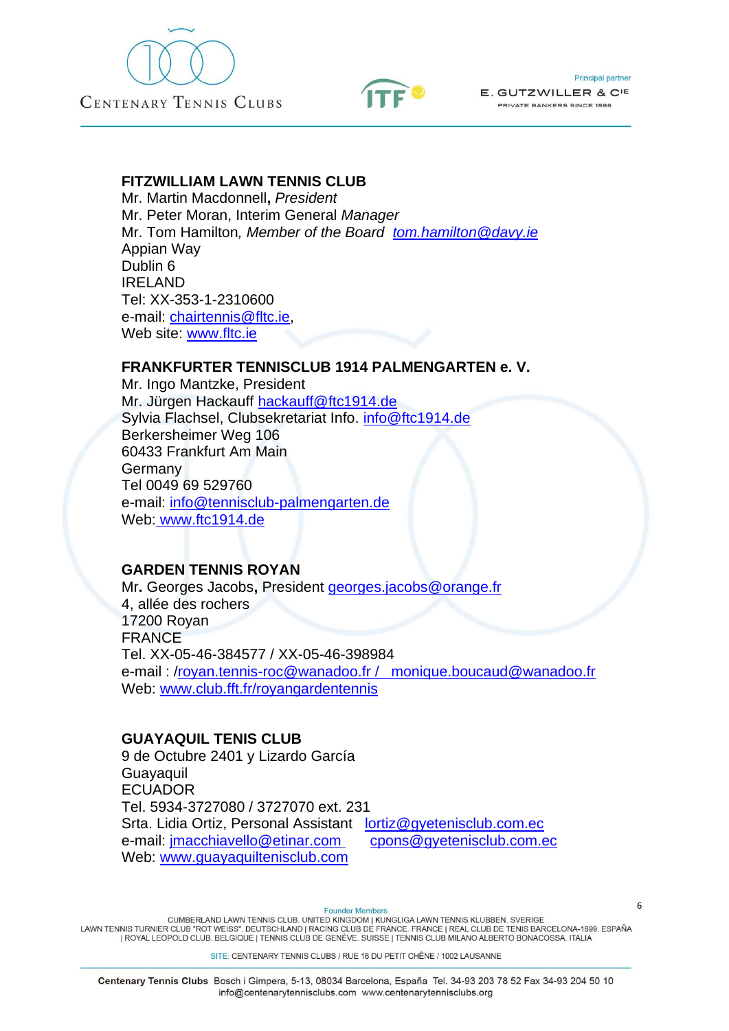**FITZWILLIAM LAWN TENNIS CLUB**
Mr. Martin Macdonnell**,** *President*
Mr. Peter Moran, Interim General *Manager*
Mr. Tom Hamilton*, Member of the Board tom.hamilton@davy.ie*
Appian Way
Dublin 6
IRELAND
Tel: XX-353-1-2310600
e-mail: chairtennis@fltc.ie,
Web site: www.fltc.ie

**FRANKFURTER TENNISCLUB 1914 PALMENGARTEN e. V.**
Mr. Ingo Mantzke, President
Mr. Jürgen Hackauff hackauff@ftc1914.de
Sylvia Flachsel, Clubsekretariat Info. info@ftc1914.de
Berkersheimer Weg 106
60433 Frankfurt Am Main
Germany
Tel 0049 69 529760
e-mail: info@tennisclub-palmengarten.de
Web: www.ftc1914.de

**GARDEN TENNIS ROYAN**
Mr**.** Georges Jacobs**,** President georges.jacobs@orange.fr
4, allée des rochers
17200 Royan
FRANCE
Tel. XX-05-46-384577 / XX-05-46-398984
e-mail : /royan.tennis-roc@wanadoo.fr / monique.boucaud@wanadoo.fr
Web: www.club.fft.fr/royangardentennis

**GUAYAQUIL TENIS CLUB**
9 de Octubre 2401 y Lizardo García
Guayaquil
ECUADOR
Tel. 5934-3727080 / 3727070 ext. 231
Srta. Lidia Ortiz, Personal Assistant lortiz@gyetenisclub.com.ec
e-mail: jmacchiavello@etinar.com cpons@gyetenisclub.com.ec
Web: www.guayaquiltenisclub.com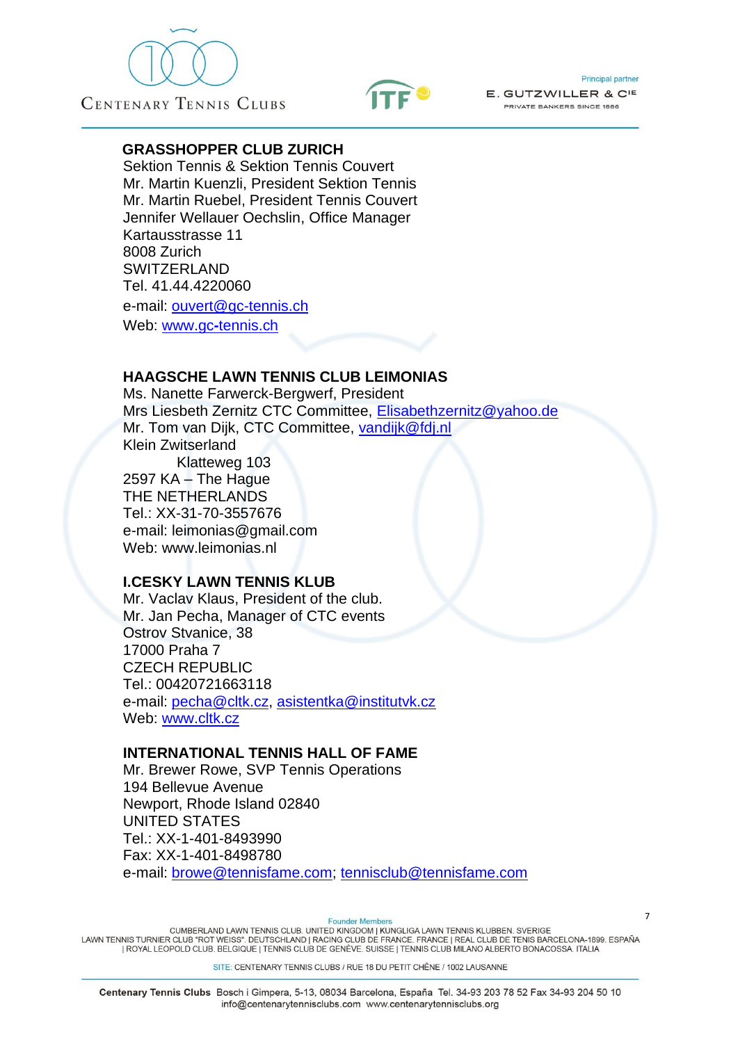## GRASSHOPPER CLUB ZURICH

Sektion Tennis & Sektion Tennis Couvert
Mr. Martin Kuenzli, President Sektion Tennis
Mr. Martin Ruebel, President Tennis Couvert
Jennifer Wellauer Oechslin, Office Manager
Kartausstrasse 11
8008 Zurich
SWITZERLAND
Tel. 41.44.4220060
e-mail: ouvert@gc-tennis.ch
Web: www.gc-tennis.ch

## HAAGSCHE LAWN TENNIS CLUB LEIMONIAS

Ms. Nanette Farwerck-Bergwerf, President
Mrs Liesbeth Zernitz CTC Committee, Elisabethzernitz@yahoo.de
Mr. Tom van Dijk, CTC Committee, vandijk@fdj.nl
Klein Zwitserland
Klatteweg 103
2597 KA – The Hague
THE NETHERLANDS
Tel.: XX-31-70-3557676
e-mail: leimonias@gmail.com
Web: www.leimonias.nl

## I.CESKY LAWN TENNIS KLUB

Mr. Vaclav Klaus, President of the club.
Mr. Jan Pecha, Manager of CTC events
Ostrov Stvanice, 38
17000 Praha 7
CZECH REPUBLIC
Tel.: 00420721663118
e-mail: pecha@cltk.cz, asistentka@institutvk.cz
Web: www.cltk.cz

## INTERNATIONAL TENNIS HALL OF FAME

Mr. Brewer Rowe, SVP Tennis Operations
194 Bellevue Avenue
Newport, Rhode Island 02840
UNITED STATES
Tel.: XX-1-401-8493990
Fax: XX-1-401-8498780
e-mail: browe@tennisfame.com; tennisclub@tennisfame.com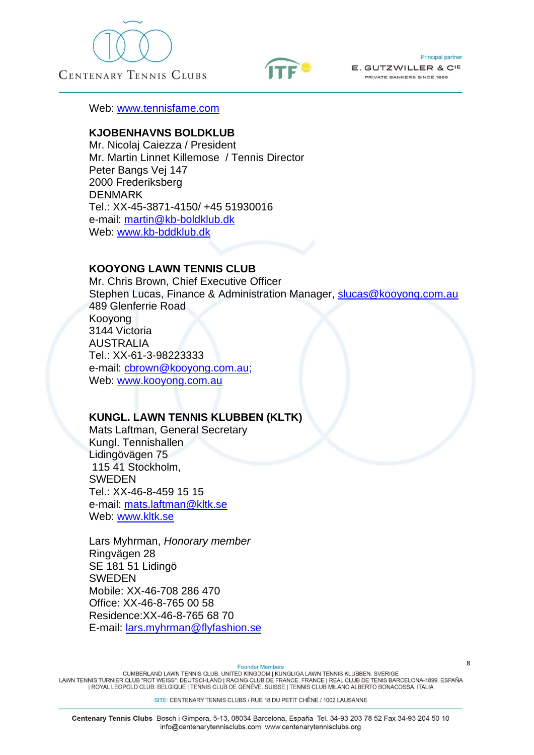Web: www.tennisfame.com

**KJOBENHAVNS BOLDKLUB**
Mr. Nicolaj Caiezza / President
Mr. Martin Linnet Killemose / Tennis Director
Peter Bangs Vej 147
2000 Frederiksberg
DENMARK
Tel.: XX-45-3871-4150/ +45 51930016
e-mail: martin@kb-boldklub.dk
Web: www.kb-bddklub.dk

**KOOYONG LAWN TENNIS CLUB**
Mr. Chris Brown, Chief Executive Officer
Stephen Lucas, Finance & Administration Manager, slucas@kooyong.com.au
489 Glenferrie Road
Kooyong
3144 Victoria
AUSTRALIA
Tel.: XX-61-3-98223333
e-mail: cbrown@kooyong.com.au;
Web: www.kooyong.com.au

**KUNGL. LAWN TENNIS KLUBBEN (KLTK)**
Mats Laftman, General Secretary
Kungl. Tennishallen
Lidingövägen 75
115 41 Stockholm,
SWEDEN
Tel.: XX-46-8-459 15 15
e-mail: mats.laftman@kltk.se
Web: www.kltk.se

Lars Myhrman, *Honorary member*
Ringvägen 28
SE 181 51 Lidingö
SWEDEN
Mobile: XX-46-708 286 470
Office: XX-46-8-765 00 58
Residence:XX-46-8-765 68 70
E-mail: lars.myhrman@flyfashion.se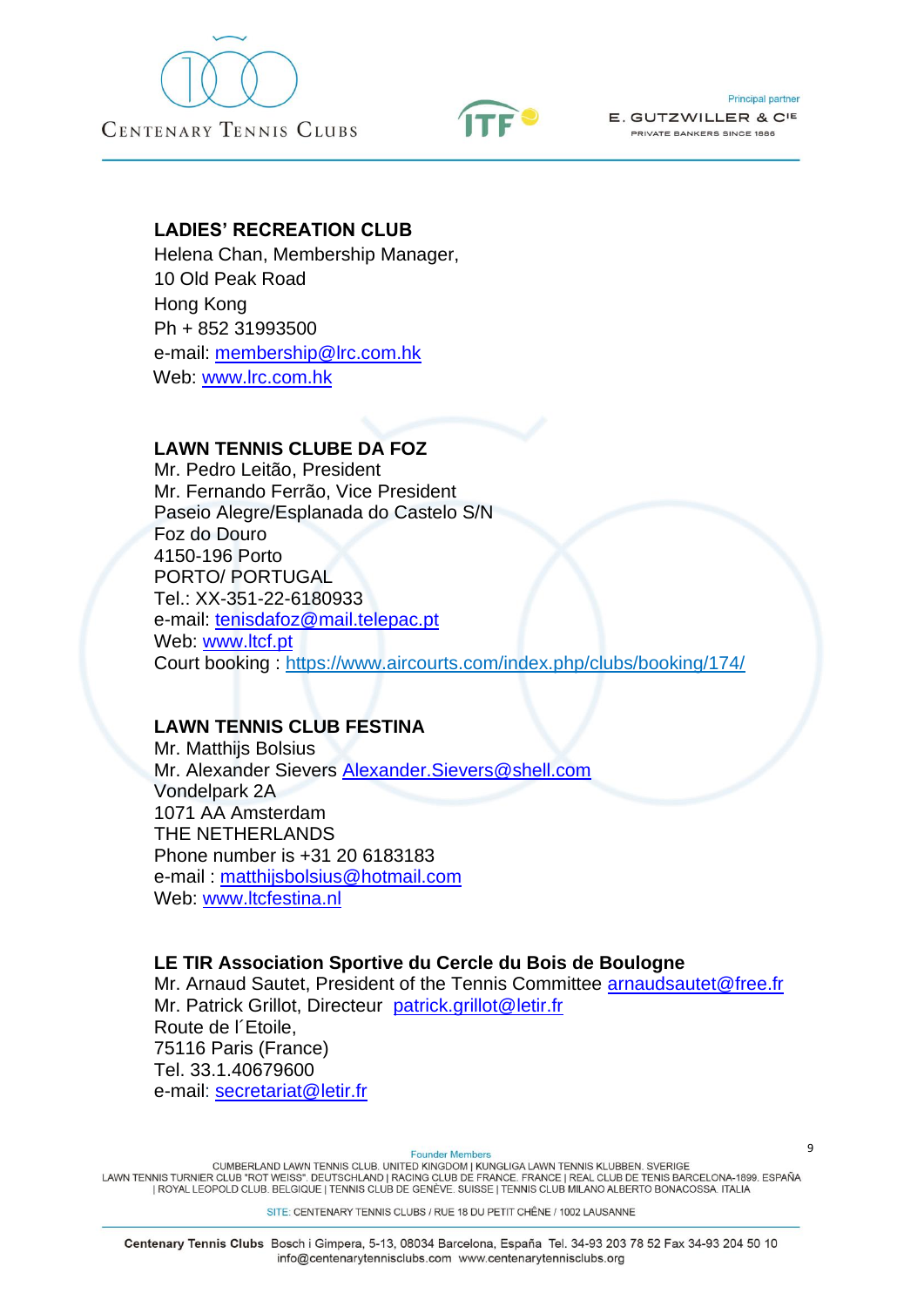**LADIES' RECREATION CLUB**
Helena Chan, Membership Manager,
10 Old Peak Road
Hong Kong
Ph + 852 31993500
e-mail: membership@lrc.com.hk
Web: www.lrc.com.hk

**LAWN TENNIS CLUBE DA FOZ**
Mr. Pedro Leitão, President
Mr. Fernando Ferrão, Vice President
Paseio Alegre/Esplanada do Castelo S/N
Foz do Douro
4150-196 Porto
PORTO/ PORTUGAL
Tel.: XX-351-22-6180933
e-mail: tenisdafoz@mail.telepac.pt
Web: www.ltcf.pt
Court booking : https://www.aircourts.com/index.php/clubs/booking/174/

**LAWN TENNIS CLUB FESTINA**
Mr. Matthijs Bolsius
Mr. Alexander Sievers Alexander.Sievers@shell.com
Vondelpark 2A
1071 AA Amsterdam
THE NETHERLANDS
Phone number is +31 20 6183183
e-mail : matthijsbolsius@hotmail.com
Web: www.ltcfestina.nl

**LE TIR Association Sportive du Cercle du Bois de Boulogne**
Mr. Arnaud Sautet, President of the Tennis Committee arnaudsautet@free.fr
Mr. Patrick Grillot, Directeur patrick.grillot@letir.fr
Route de l´Etoile,
75116 Paris (France)
Tel. 33.1.40679600
e-mail: secretariat@letir.fr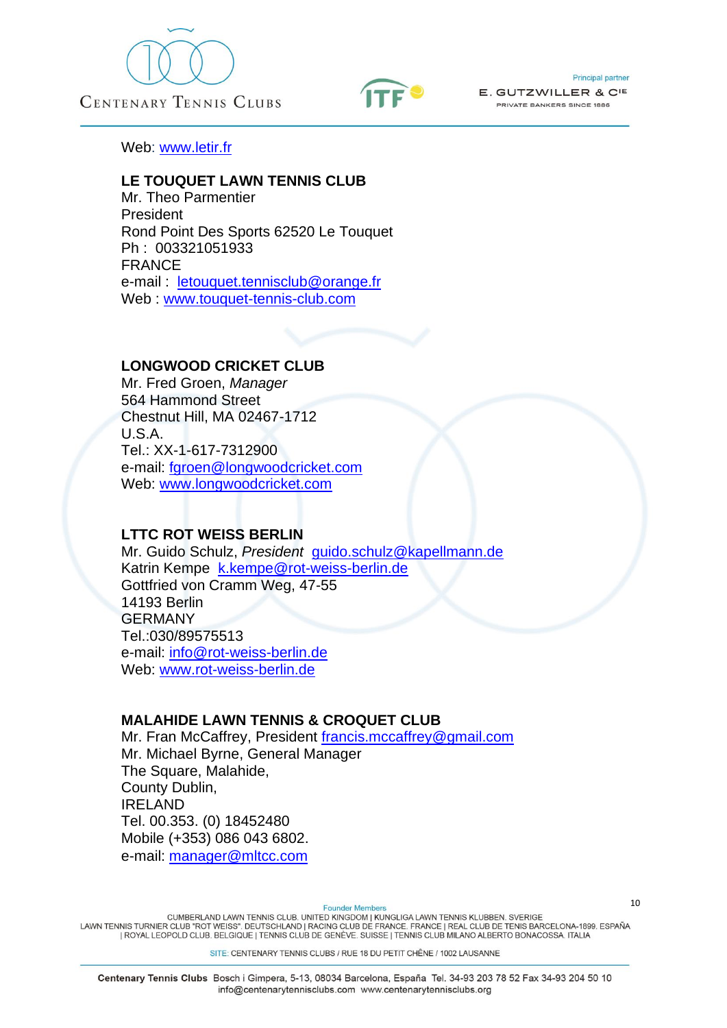Web: www.letir.fr

**LE TOUQUET LAWN TENNIS CLUB**
Mr. Theo Parmentier
President
Rond Point Des Sports 62520 Le Touquet
Ph : 003321051933
FRANCE
e-mail : letouquet.tennisclub@orange.fr
Web : www.touquet-tennis-club.com

**LONGWOOD CRICKET CLUB**
Mr. Fred Groen, *Manager*
564 Hammond Street
Chestnut Hill, MA 02467-1712
U.S.A.
Tel.: XX-1-617-7312900
e-mail: fgroen@longwoodcricket.com
Web: www.longwoodcricket.com

**LTTC ROT WEISS BERLIN**
Mr. Guido Schulz, *President* guido.schulz@kapellmann.de
Katrin Kempe k.kempe@rot-weiss-berlin.de
Gottfried von Cramm Weg, 47-55
14193 Berlin
GERMANY
Tel.:030/89575513
e-mail: info@rot-weiss-berlin.de
Web: www.rot-weiss-berlin.de

**MALAHIDE LAWN TENNIS & CROQUET CLUB**
Mr. Fran McCaffrey, President francis.mccaffrey@gmail.com
Mr. Michael Byrne, General Manager
The Square, Malahide,
County Dublin,
IRELAND
Tel. 00.353. (0) 18452480
Mobile (+353) 086 043 6802.
e-mail: manager@mltcc.com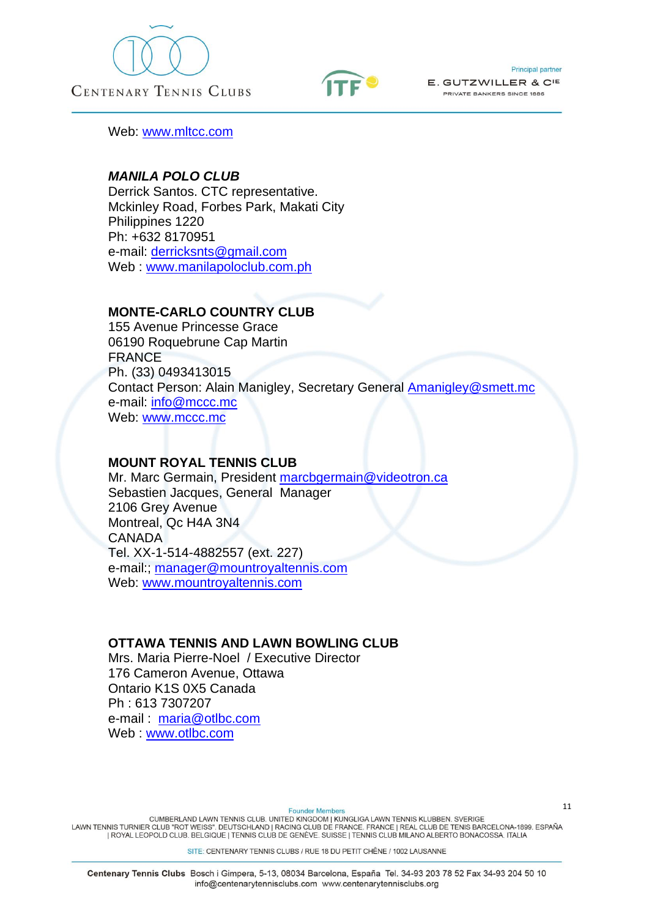Web: www.mltcc.com

***MANILA POLO CLUB***
Derrick Santos. CTC representative.
Mckinley Road, Forbes Park, Makati City
Philippines 1220
Ph: +632 8170951
e-mail: derricksnts@gmail.com
Web : www.manilapoloclub.com.ph

**MONTE-CARLO COUNTRY CLUB**
155 Avenue Princesse Grace
06190 Roquebrune Cap Martin
FRANCE
Ph. (33) 0493413015
Contact Person: Alain Manigley, Secretary General Amanigley@smett.mc
e-mail: info@mccc.mc
Web: www.mccc.mc

**MOUNT ROYAL TENNIS CLUB**
Mr. Marc Germain, President marcbgermain@videotron.ca
Sebastien Jacques, General Manager
2106 Grey Avenue
Montreal, Qc H4A 3N4
CANADA
Tel. XX-1-514-4882557 (ext. 227)
e-mail:; manager@mountroyaltennis.com
Web: www.mountroyaltennis.com

**OTTAWA TENNIS AND LAWN BOWLING CLUB**
Mrs. Maria Pierre-Noel / Executive Director
176 Cameron Avenue, Ottawa
Ontario K1S 0X5 Canada
Ph : 613 7307207
e-mail : maria@otlbc.com
Web : www.otlbc.com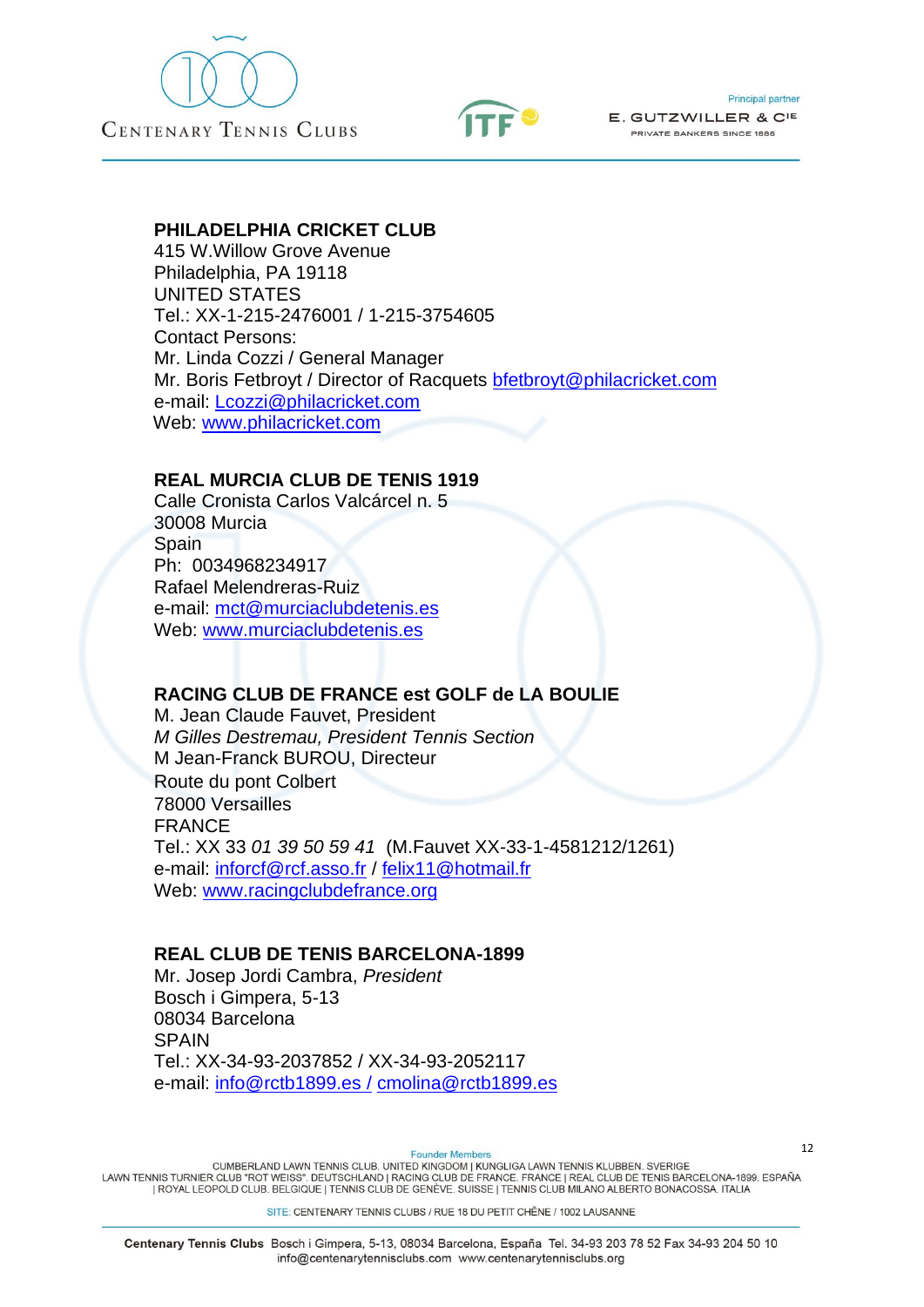**PHILADELPHIA CRICKET CLUB**
415 W.Willow Grove Avenue
Philadelphia, PA 19118
UNITED STATES
Tel.: XX-1-215-2476001 / 1-215-3754605
Contact Persons:
Mr. Linda Cozzi / General Manager
Mr. Boris Fetbroyt / Director of Racquets bfetbroyt@philacricket.com
e-mail: Lcozzi@philacricket.com
Web: www.philacricket.com

**REAL MURCIA CLUB DE TENIS 1919**
Calle Cronista Carlos Valcárcel n. 5
30008 Murcia
Spain
Ph: 0034968234917
Rafael Melendreras-Ruiz
e-mail: mct@murciaclubdetenis.es
Web: www.murciaclubdetenis.es

**RACING CLUB DE FRANCE est GOLF de LA BOULIE**
M. Jean Claude Fauvet, President
*M Gilles Destremau, President Tennis Section*
M Jean-Franck BUROU, Directeur
Route du pont Colbert
78000 Versailles
FRANCE
Tel.: XX 33 *01 39 50 59 41* (M.Fauvet XX-33-1-4581212/1261)
e-mail: inforcf@rcf.asso.fr / felix11@hotmail.fr
Web: www.racingclubdefrance.org

**REAL CLUB DE TENIS BARCELONA-1899**
Mr. Josep Jordi Cambra, *President*
Bosch i Gimpera, 5-13
08034 Barcelona
SPAIN
Tel.: XX-34-93-2037852 / XX-34-93-2052117
e-mail: info@rctb1899.es / cmolina@rctb1899.es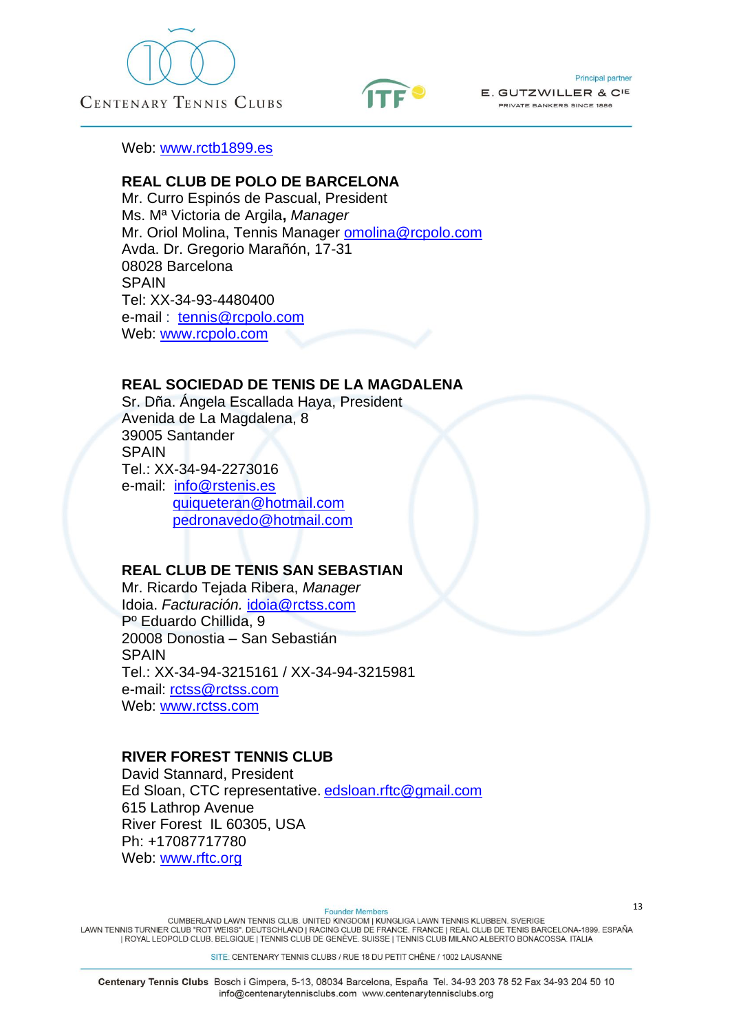Web: www.rctb1899.es

**REAL CLUB DE POLO DE BARCELONA**
Mr. Curro Espinós de Pascual, President
Ms. Mª Victoria de Argila**,** *Manager*
Mr. Oriol Molina, Tennis Manager omolina@rcpolo.com
Avda. Dr. Gregorio Marañón, 17-31
08028 Barcelona
SPAIN
Tel: XX-34-93-4480400
e-mail : tennis@rcpolo.com
Web: www.rcpolo.com

**REAL SOCIEDAD DE TENIS DE LA MAGDALENA**
Sr. Dña. Ángela Escallada Haya, President
Avenida de La Magdalena, 8
39005 Santander
SPAIN
Tel.: XX-34-94-2273016
e-mail: info@rstenis.es
quiqueteran@hotmail.com
pedronavedo@hotmail.com

**REAL CLUB DE TENIS SAN SEBASTIAN**
Mr. Ricardo Tejada Ribera, *Manager*
Idoia. *Facturación.* idoia@rctss.com
Pº Eduardo Chillida, 9
20008 Donostia – San Sebastián
SPAIN
Tel.: XX-34-94-3215161 / XX-34-94-3215981
e-mail: rctss@rctss.com
Web: www.rctss.com

**RIVER FOREST TENNIS CLUB**
David Stannard, President
Ed Sloan, CTC representative. edsloan.rftc@gmail.com
615 Lathrop Avenue
River Forest IL 60305, USA
Ph: +17087717780
Web: www.rftc.org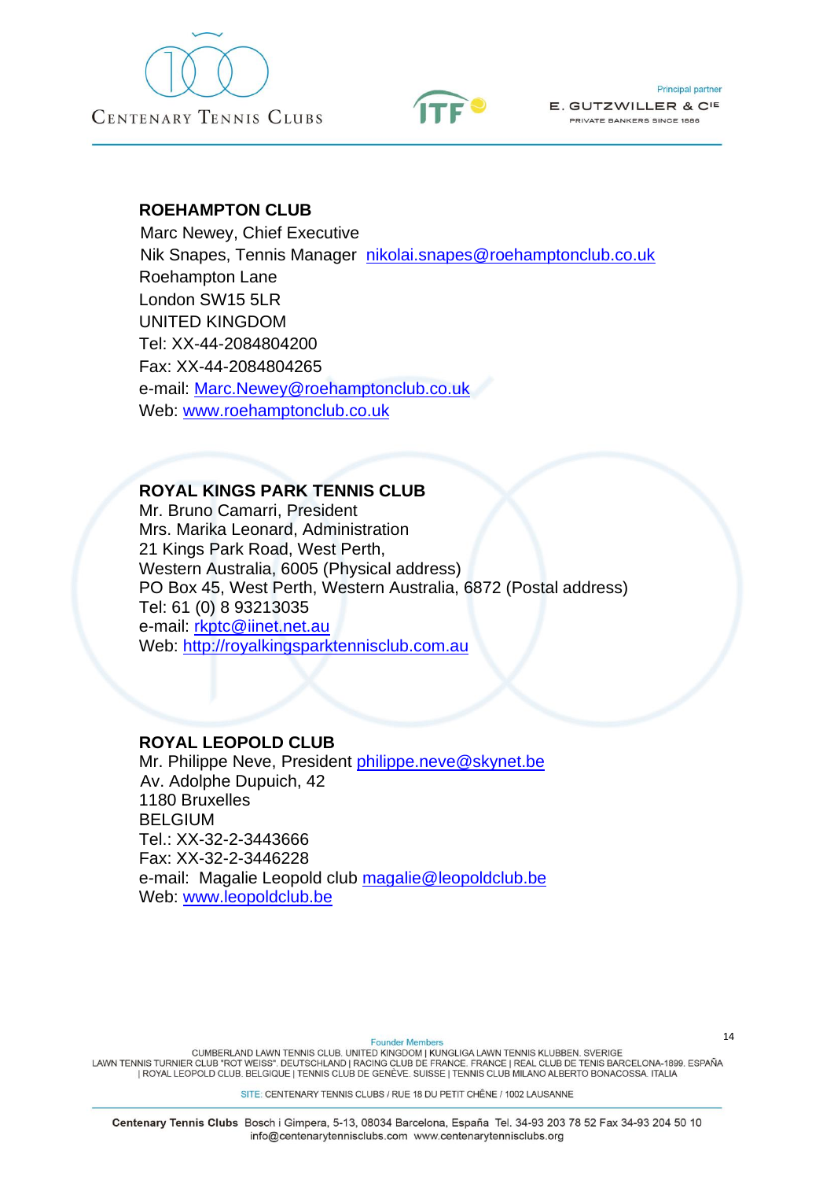## ROEHAMPTON CLUB

Marc Newey, Chief Executive
Nik Snapes, Tennis Manager nikolai.snapes@roehamptonclub.co.uk
Roehampton Lane
London SW15 5LR
UNITED KINGDOM
Tel: XX-44-2084804200
Fax: XX-44-2084804265
e-mail: Marc.Newey@roehamptonclub.co.uk
Web: www.roehamptonclub.co.uk

## ROYAL KINGS PARK TENNIS CLUB

Mr. Bruno Camarri, President
Mrs. Marika Leonard, Administration
21 Kings Park Road, West Perth,
Western Australia, 6005 (Physical address)
PO Box 45, West Perth, Western Australia, 6872 (Postal address)
Tel: 61 (0) 8 93213035
e-mail: rkptc@iinet.net.au
Web: http://royalkingsparktennisclub.com.au

## ROYAL LEOPOLD CLUB

Mr. Philippe Neve, President philippe.neve@skynet.be
Av. Adolphe Dupuich, 42
1180 Bruxelles
BELGIUM
Tel.: XX-32-2-3443666
Fax: XX-32-2-3446228
e-mail: Magalie Leopold club magalie@leopoldclub.be
Web: www.leopoldclub.be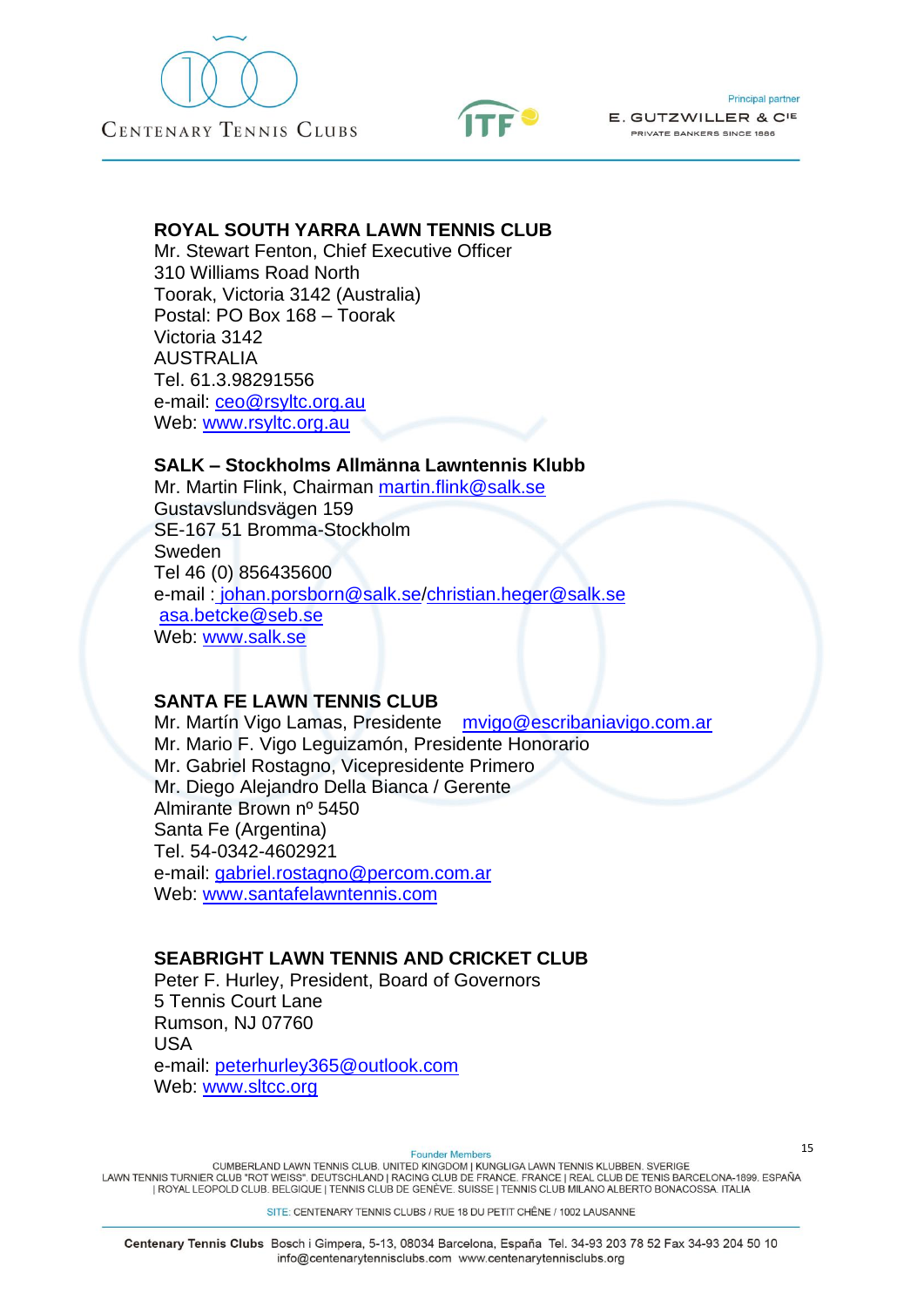**ROYAL SOUTH YARRA LAWN TENNIS CLUB**
Mr. Stewart Fenton, Chief Executive Officer
310 Williams Road North
Toorak, Victoria 3142 (Australia)
Postal: PO Box 168 – Toorak
Victoria 3142
AUSTRALIA
Tel. 61.3.98291556
e-mail: ceo@rsyltc.org.au
Web: www.rsyltc.org.au

**SALK – Stockholms Allmänna Lawntennis Klubb**
Mr. Martin Flink, Chairman martin.flink@salk.se
Gustavslundsvägen 159
SE-167 51 Bromma-Stockholm
Sweden
Tel 46 (0) 856435600
e-mail : johan.porsborn@salk.se/christian.heger@salk.se
asa.betcke@seb.se
Web: www.salk.se

**SANTA FE LAWN TENNIS CLUB**
Mr. Martín Vigo Lamas, Presidente mvigo@escribaniavigo.com.ar
Mr. Mario F. Vigo Leguizamón, Presidente Honorario
Mr. Gabriel Rostagno, Vicepresidente Primero
Mr. Diego Alejandro Della Bianca / Gerente
Almirante Brown nº 5450
Santa Fe (Argentina)
Tel. 54-0342-4602921
e-mail: gabriel.rostagno@percom.com.ar
Web: www.santafelawntennis.com

**SEABRIGHT LAWN TENNIS AND CRICKET CLUB**
Peter F. Hurley, President, Board of Governors
5 Tennis Court Lane
Rumson, NJ 07760
USA
e-mail: peterhurley365@outlook.com
Web: www.sltcc.org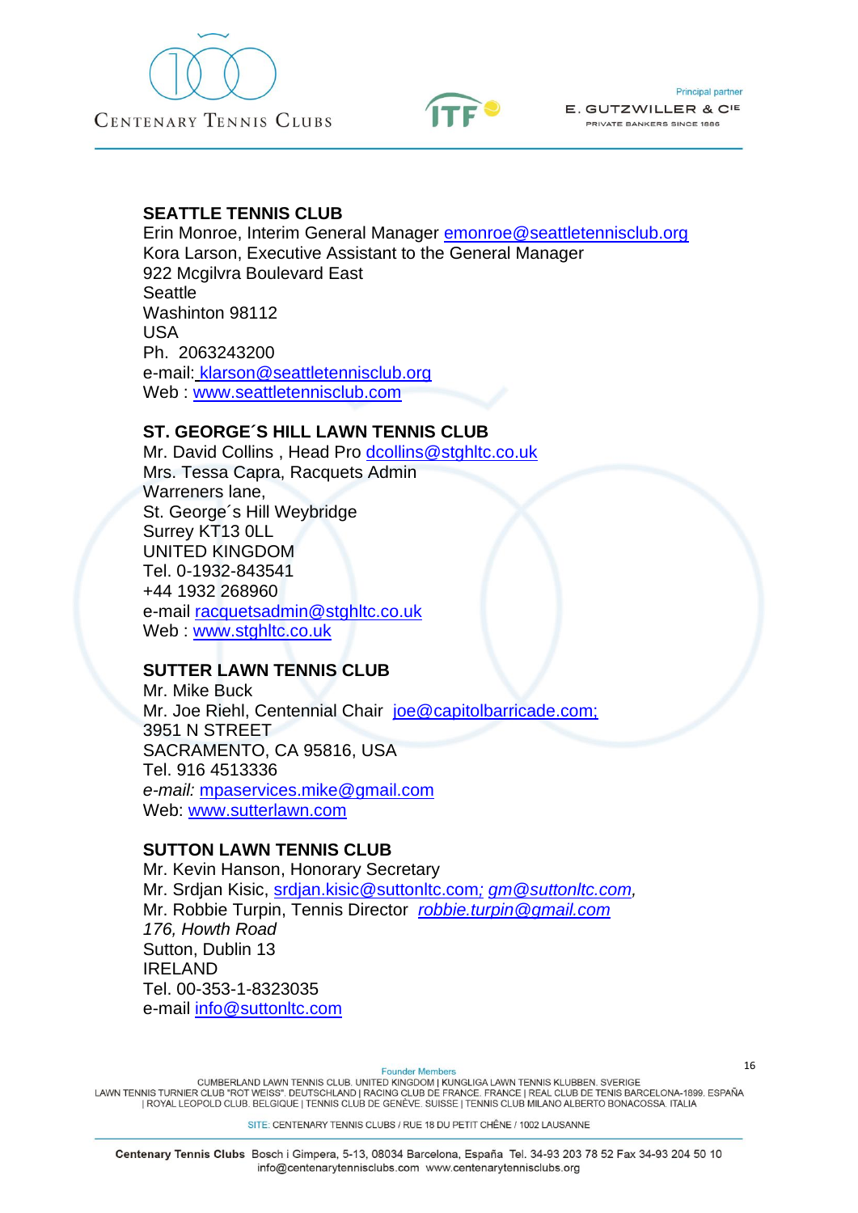## SEATTLE TENNIS CLUB

Erin Monroe, Interim General Manager emonroe@seattletennisclub.org
Kora Larson, Executive Assistant to the General Manager
922 Mcgilvra Boulevard East
Seattle
Washinton 98112
USA
Ph. 2063243200
e-mail: klarson@seattletennisclub.org
Web : www.seattletennisclub.com

## ST. GEORGE´S HILL LAWN TENNIS CLUB

Mr. David Collins , Head Pro dcollins@stghltc.co.uk
Mrs. Tessa Capra, Racquets Admin
Warreners lane,
St. George´s Hill Weybridge
Surrey KT13 0LL
UNITED KINGDOM
Tel. 0-1932-843541
+44 1932 268960
e-mail racquetsadmin@stghltc.co.uk
Web : www.stghltc.co.uk

## SUTTER LAWN TENNIS CLUB

Mr. Mike Buck
Mr. Joe Riehl, Centennial Chair joe@capitolbarricade.com;
3951 N STREET
SACRAMENTO, CA 95816, USA
Tel. 916 4513336
*e-mail:* mpaservices.mike@gmail.com
Web: www.sutterlawn.com

## SUTTON LAWN TENNIS CLUB

Mr. Kevin Hanson, Honorary Secretary
Mr. Srdjan Kisic, srdjan.kisic@suttonltc.com*; gm@suttonltc.com,*
Mr. Robbie Turpin, Tennis Director *robbie.turpin@gmail.com*
*176, Howth Road*
Sutton, Dublin 13
IRELAND
Tel. 00-353-1-8323035
e-mail info@suttonltc.com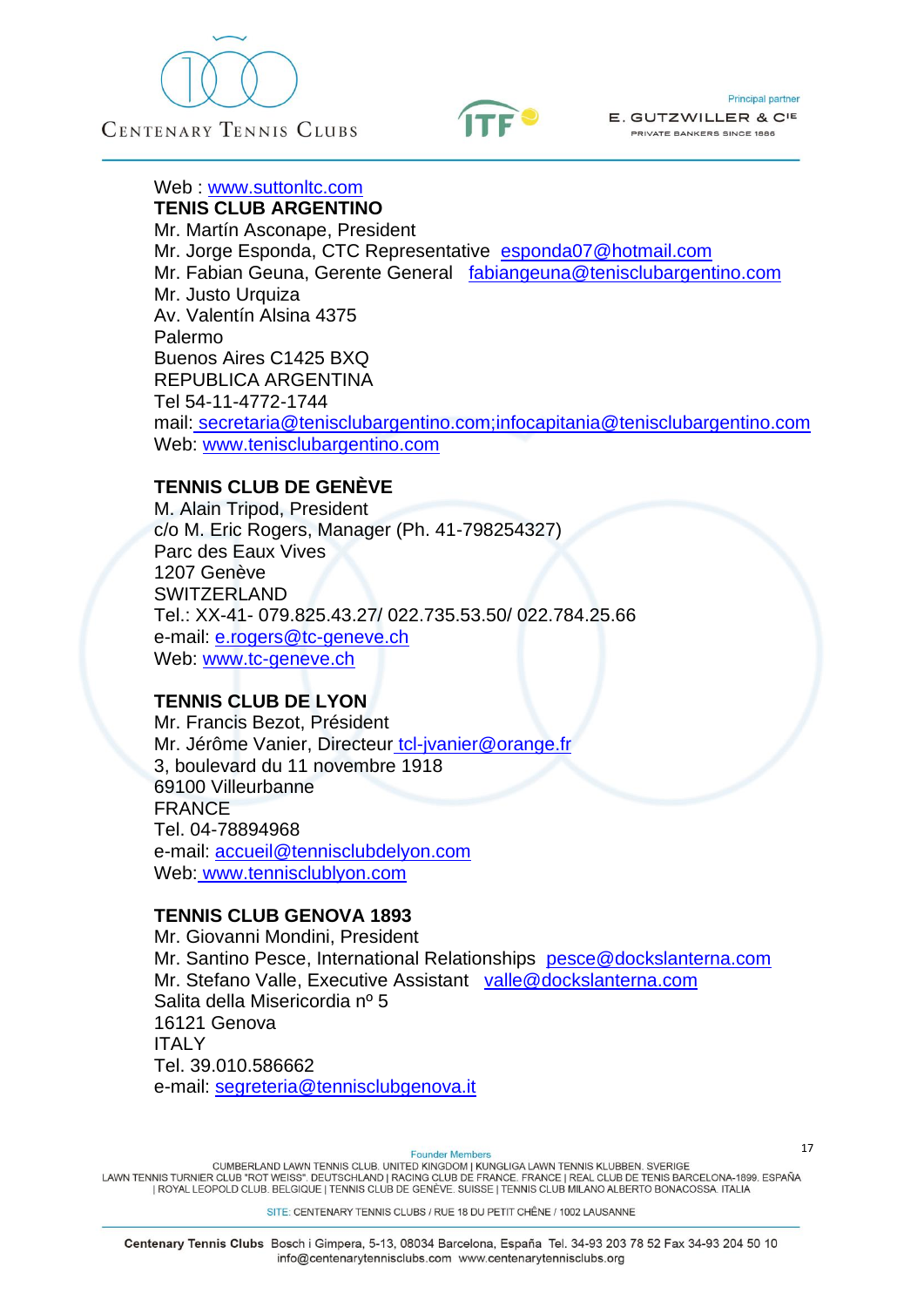Web : www.suttonltc.com

**TENIS CLUB ARGENTINO**

Mr. Martín Asconape, President
Mr. Jorge Esponda, CTC Representative esponda07@hotmail.com
Mr. Fabian Geuna, Gerente General fabiangeuna@tenisclubargentino.com
Mr. Justo Urquiza
Av. Valentín Alsina 4375
Palermo
Buenos Aires C1425 BXQ
REPUBLICA ARGENTINA
Tel 54-11-4772-1744
mail: secretaria@tenisclubargentino.com;infocapitania@tenisclubargentino.com
Web: www.tenisclubargentino.com

**TENNIS CLUB DE GENÈVE**

M. Alain Tripod, President
c/o M. Eric Rogers, Manager (Ph. 41-798254327)
Parc des Eaux Vives
1207 Genève
SWITZERLAND
Tel.: XX-41- 079.825.43.27/ 022.735.53.50/ 022.784.25.66
e-mail: e.rogers@tc-geneve.ch
Web: www.tc-geneve.ch

**TENNIS CLUB DE LYON**

Mr. Francis Bezot, Président
Mr. Jérôme Vanier, Directeur tcl-jvanier@orange.fr
3, boulevard du 11 novembre 1918
69100 Villeurbanne
FRANCE
Tel. 04-78894968
e-mail: accueil@tennisclubdelyon.com
Web: www.tennisclublyon.com

**TENNIS CLUB GENOVA 1893**

Mr. Giovanni Mondini, President
Mr. Santino Pesce, International Relationships pesce@dockslanterna.com
Mr. Stefano Valle, Executive Assistant valle@dockslanterna.com
Salita della Misericordia nº 5
16121 Genova
ITALY
Tel. 39.010.586662
e-mail: segreteria@tennisclubgenova.it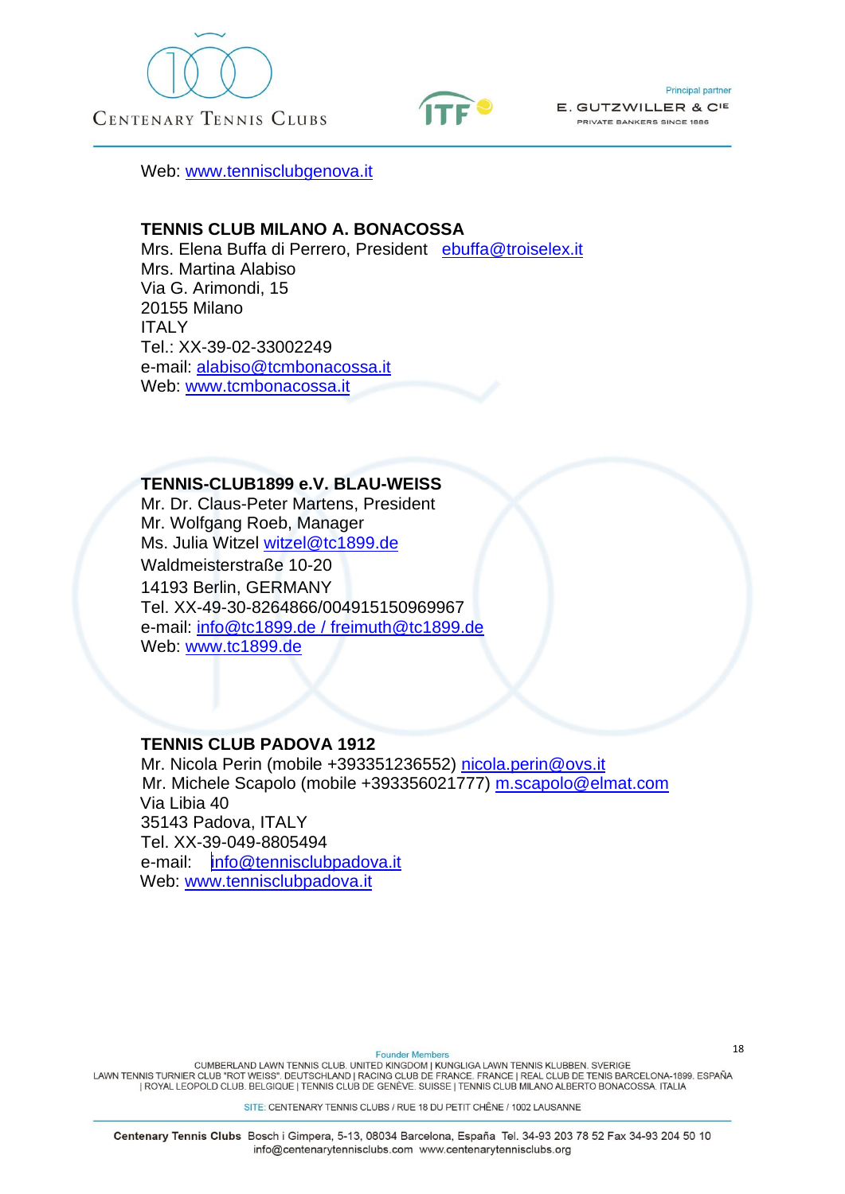Web: [www.tennisclubgenova.it](http://www.tennisclubgenova.it)

**TENNIS CLUB MILANO A. BONACOSSA**
Mrs. Elena Buffa di Perrero, President [ebuffa@troiselex.it](mailto:ebuffa@troiselex.it)
Mrs. Martina Alabiso
Via G. Arimondi, 15
20155 Milano
ITALY
Tel.: XX-39-02-33002249
e-mail: [alabiso@tcmbonacossa.it](mailto:alabiso@tcmbonacossa.it)
Web: [www.tcmbonacossa.it](http://www.tcmbonacossa.it)

**TENNIS-CLUB1899 e.V. BLAU-WEISS**
Mr. Dr. Claus-Peter Martens, President
Mr. Wolfgang Roeb, Manager
Ms. Julia Witzel [witzel@tc1899.de](mailto:witzel@tc1899.de)
Waldmeisterstraße 10-20
14193 Berlin, GERMANY
Tel. XX-49-30-8264866/004915150969967
e-mail: info@tc1899.de / freimuth@tc1899.de
Web: [www.tc1899.de](http://www.tc1899.de)

**TENNIS CLUB PADOVA 1912**
Mr. Nicola Perin (mobile +393351236552) [nicola.perin@ovs.it](mailto:nicola.perin@ovs.it)
Mr. Michele Scapolo (mobile +393356021777) [m.scapolo@elmat.com](mailto:m.scapolo@elmat.com)
Via Libia 40
35143 Padova, ITALY
Tel. XX-39-049-8805494
e-mail: [info@tennisclubpadova.it](mailto:info@tennisclubpadova.it)
Web: [www.tennisclubpadova.it](http://www.tennisclubpadova.it)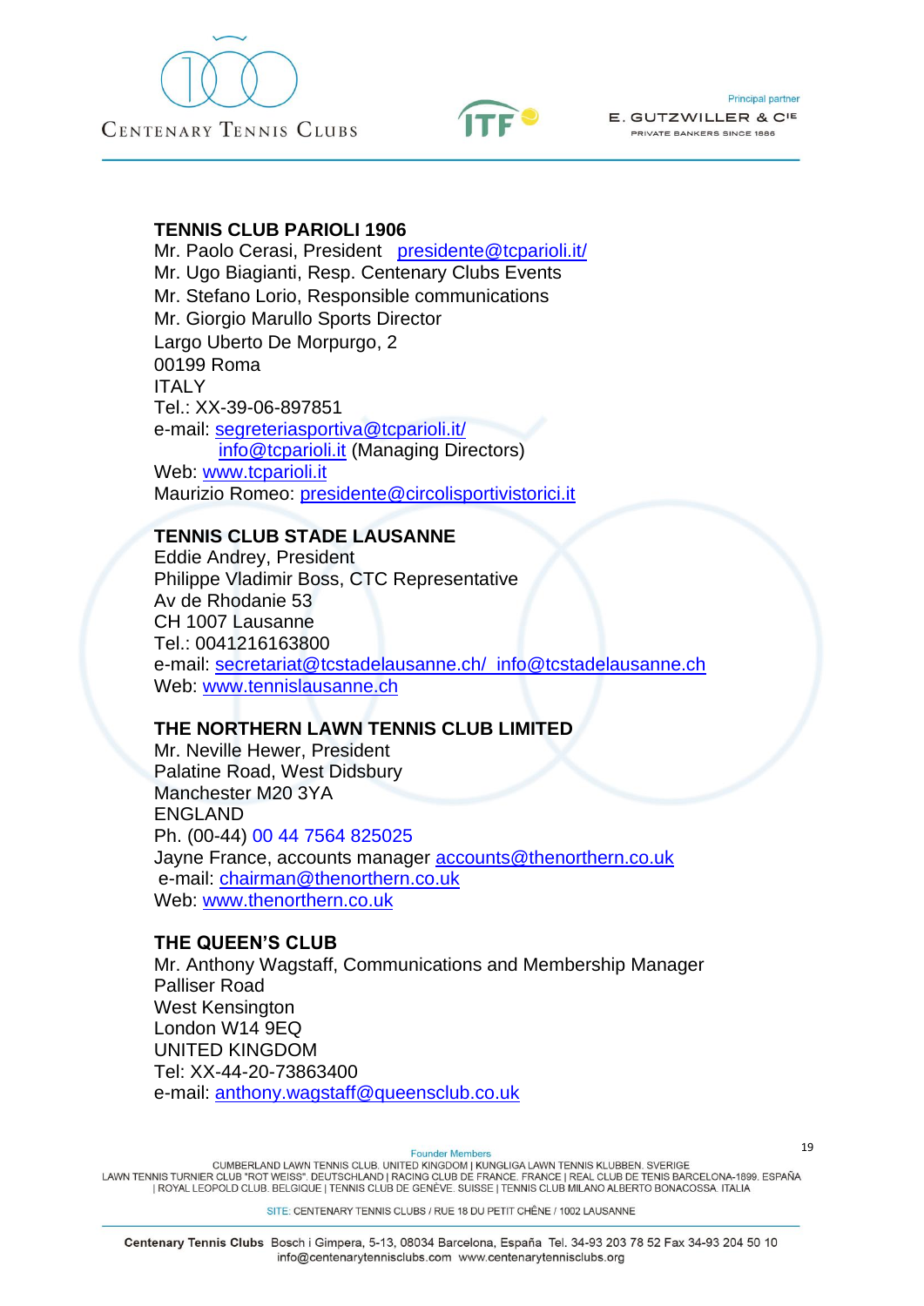**TENNIS CLUB PARIOLI 1906**
Mr. Paolo Cerasi, President presidente@tcparioli.it/
Mr. Ugo Biagianti, Resp. Centenary Clubs Events
Mr. Stefano Lorio, Responsible communications
Mr. Giorgio Marullo Sports Director
Largo Uberto De Morpurgo, 2
00199 Roma
ITALY
Tel.: XX-39-06-897851
e-mail: segreteriasportiva@tcparioli.it/
info@tcparioli.it (Managing Directors)
Web: www.tcparioli.it
Maurizio Romeo: presidente@circolisportivistorici.it

**TENNIS CLUB STADE LAUSANNE**
Eddie Andrey, President
Philippe Vladimir Boss, CTC Representative
Av de Rhodanie 53
CH 1007 Lausanne
Tel.: 0041216163800
e-mail: secretariat@tcstadelausanne.ch/ info@tcstadelausanne.ch
Web: www.tennislausanne.ch

**THE NORTHERN LAWN TENNIS CLUB LIMITED**
Mr. Neville Hewer, President
Palatine Road, West Didsbury
Manchester M20 3YA
ENGLAND
Ph. (00-44) 00 44 7564 825025
Jayne France, accounts manager accounts@thenorthern.co.uk
e-mail: chairman@thenorthern.co.uk
Web: www.thenorthern.co.uk

**THE QUEEN'S CLUB**
Mr. Anthony Wagstaff, Communications and Membership Manager
Palliser Road
West Kensington
London W14 9EQ
UNITED KINGDOM
Tel: XX-44-20-73863400
e-mail: anthony.wagstaff@queensclub.co.uk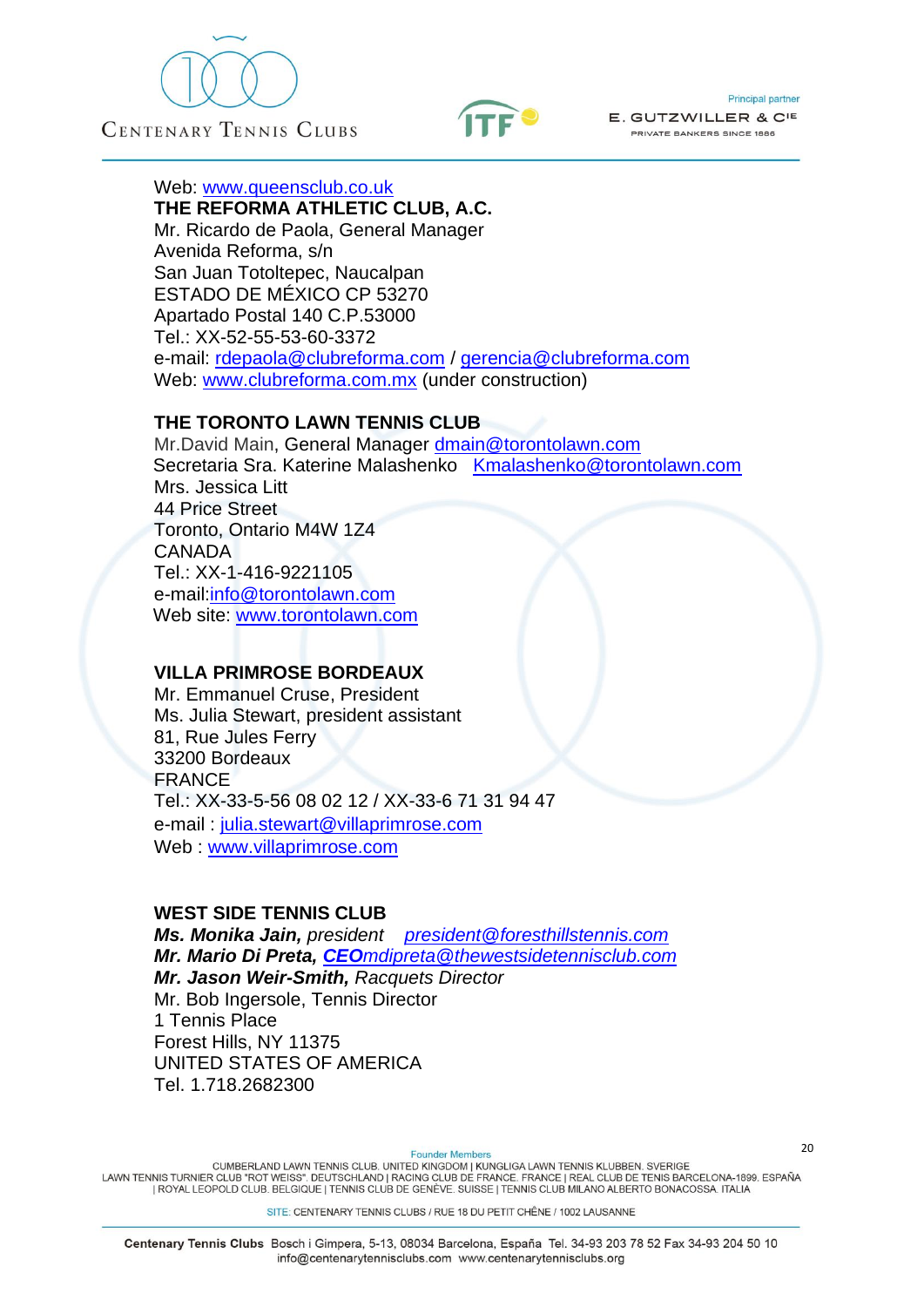Web: www.queensclub.co.uk

**THE REFORMA ATHLETIC CLUB, A.C.**
Mr. Ricardo de Paola, General Manager
Avenida Reforma, s/n
San Juan Totoltepec, Naucalpan
ESTADO DE MÉXICO CP 53270
Apartado Postal 140 C.P.53000
Tel.: XX-52-55-53-60-3372
e-mail: rdepaola@clubreforma.com / gerencia@clubreforma.com
Web: www.clubreforma.com.mx (under construction)

**THE TORONTO LAWN TENNIS CLUB**
Mr.David Main, General Manager dmain@torontolawn.com
Secretaria Sra. Katerine Malashenko Kmalashenko@torontolawn.com
Mrs. Jessica Litt
44 Price Street
Toronto, Ontario M4W 1Z4
CANADA
Tel.: XX-1-416-9221105
e-mail:info@torontolawn.com
Web site: www.torontolawn.com

**VILLA PRIMROSE BORDEAUX**
Mr. Emmanuel Cruse, President
Ms. Julia Stewart, president assistant
81, Rue Jules Ferry
33200 Bordeaux
FRANCE
Tel.: XX-33-5-56 08 02 12 / XX-33-6 71 31 94 47
e-mail : julia.stewart@villaprimrose.com
Web : www.villaprimrose.com

**WEST SIDE TENNIS CLUB**
***Ms. Monika Jain,*** *president* *president@foresthillstennis.com*
***Mr. Mario Di Preta,*** ***CEO****mdipreta@thewestsidetennisclub.com*
***Mr. Jason Weir-Smith,*** *Racquets Director*
Mr. Bob Ingersole, Tennis Director
1 Tennis Place
Forest Hills, NY 11375
UNITED STATES OF AMERICA
Tel. 1.718.2682300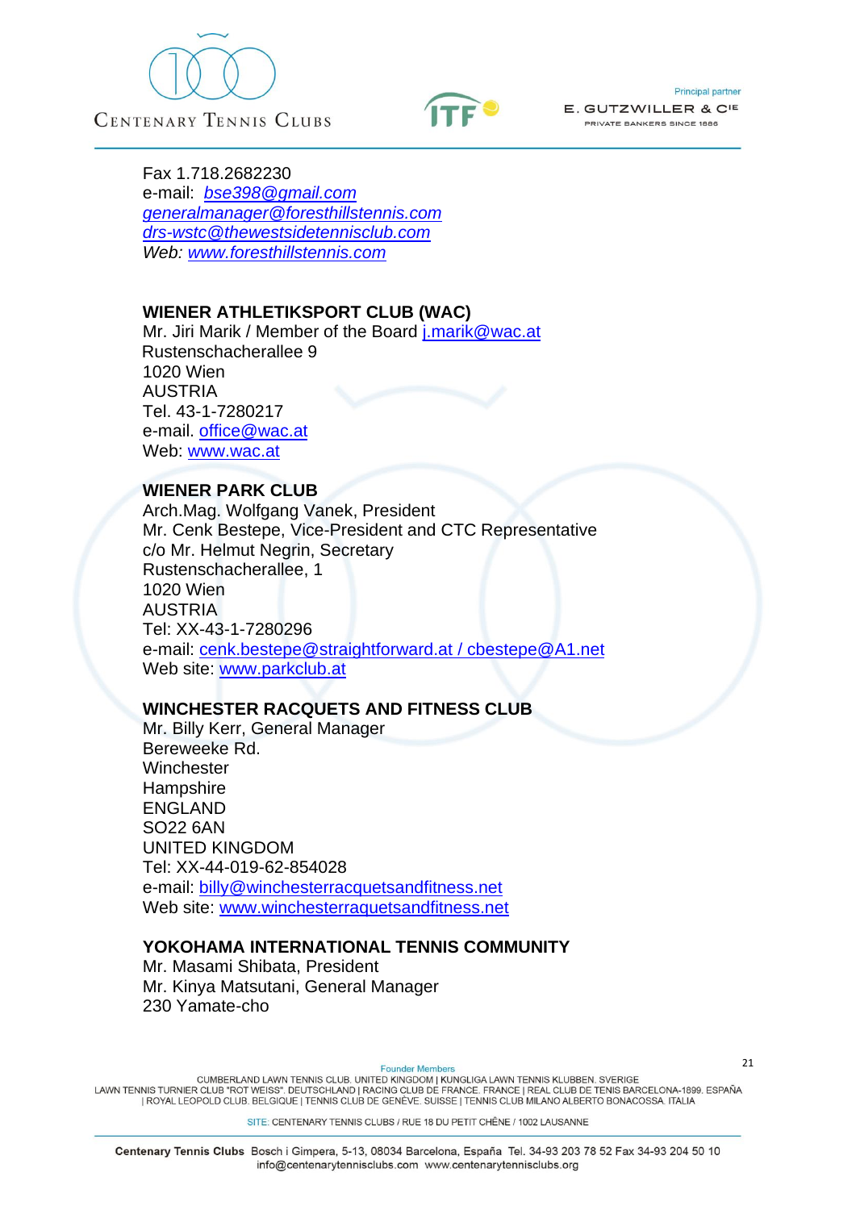Fax 1.718.2682230
e-mail: *bse398@gmail.com*
*generalmanager@foresthillstennis.com*
*drs-wstc@thewestsidetennisclub.com*
*Web: www.foresthillstennis.com*

**WIENER ATHLETIKSPORT CLUB (WAC)**
Mr. Jiri Marik / Member of the Board j.marik@wac.at
Rustenschacherallee 9
1020 Wien
AUSTRIA
Tel. 43-1-7280217
e-mail. office@wac.at
Web: www.wac.at

**WIENER PARK CLUB**
Arch.Mag. Wolfgang Vanek, President
Mr. Cenk Bestepe, Vice-President and CTC Representative
c/o Mr. Helmut Negrin, Secretary
Rustenschacherallee, 1
1020 Wien
AUSTRIA
Tel: XX-43-1-7280296
e-mail: cenk.bestepe@straightforward.at / cbestepe@A1.net
Web site: www.parkclub.at

**WINCHESTER RACQUETS AND FITNESS CLUB**
Mr. Billy Kerr, General Manager
Bereweeke Rd.
Winchester
Hampshire
ENGLAND
SO22 6AN
UNITED KINGDOM
Tel: XX-44-019-62-854028
e-mail: billy@winchesterracquetsandfitness.net
Web site: www.winchesterraquetsandfitness.net

**YOKOHAMA INTERNATIONAL TENNIS COMMUNITY**
Mr. Masami Shibata, President
Mr. Kinya Matsutani, General Manager
230 Yamate-cho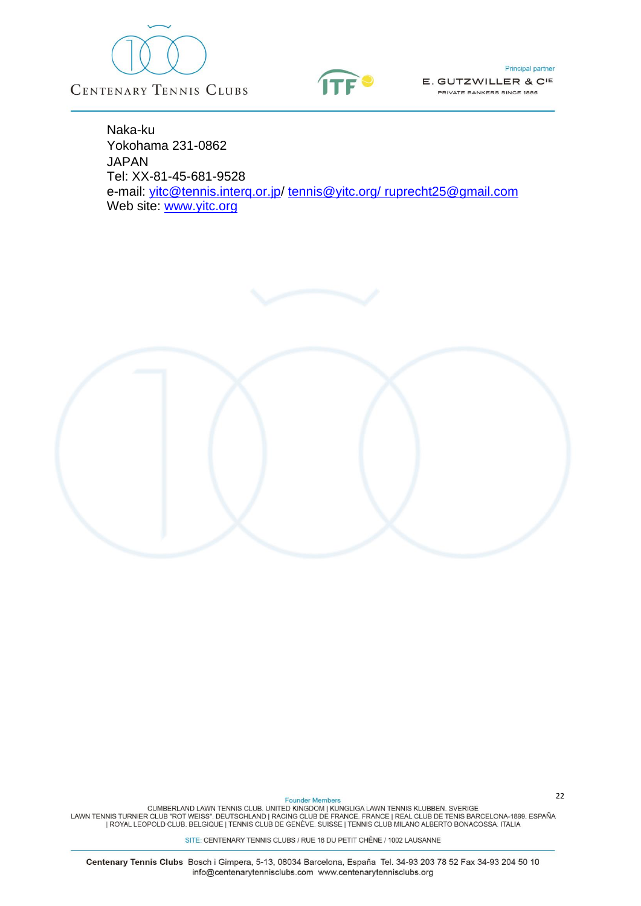Naka-ku
Yokohama 231-0862
JAPAN
Tel: XX-81-45-681-9528
e-mail: yitc@tennis.interq.or.jp/ tennis@yitc.org/ ruprecht25@gmail.com
Web site: www.yitc.org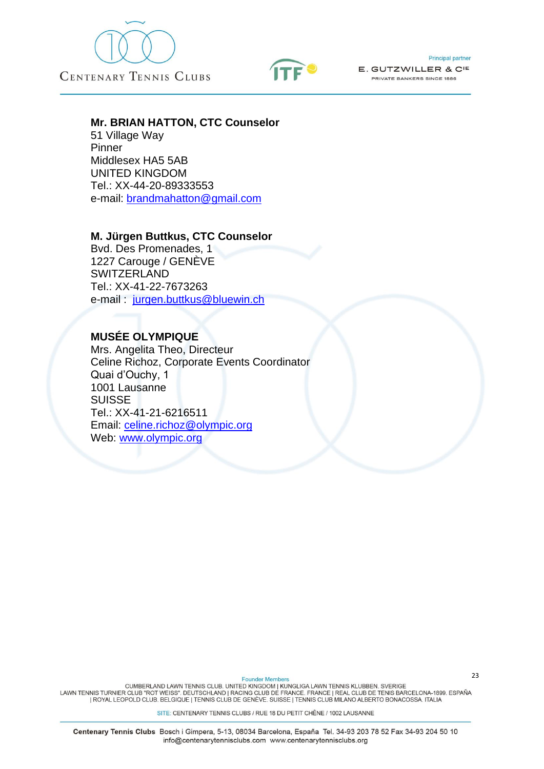**Mr. BRIAN HATTON, CTC Counselor**
51 Village Way
Pinner
Middlesex HA5 5AB
UNITED KINGDOM
Tel.: XX-44-20-89333553
e-mail: brandmahatton@gmail.com

**M. Jürgen Buttkus, CTC Counselor**
Bvd. Des Promenades, 1
1227 Carouge / GENÈVE
SWITZERLAND
Tel.: XX-41-22-7673263
e-mail : jurgen.buttkus@bluewin.ch

**MUSÉE OLYMPIQUE**
Mrs. Angelita Theo, Directeur
Celine Richoz, Corporate Events Coordinator
Quai d'Ouchy, 1
1001 Lausanne
SUISSE
Tel.: XX-41-21-6216511
Email: celine.richoz@olympic.org
Web: www.olympic.org